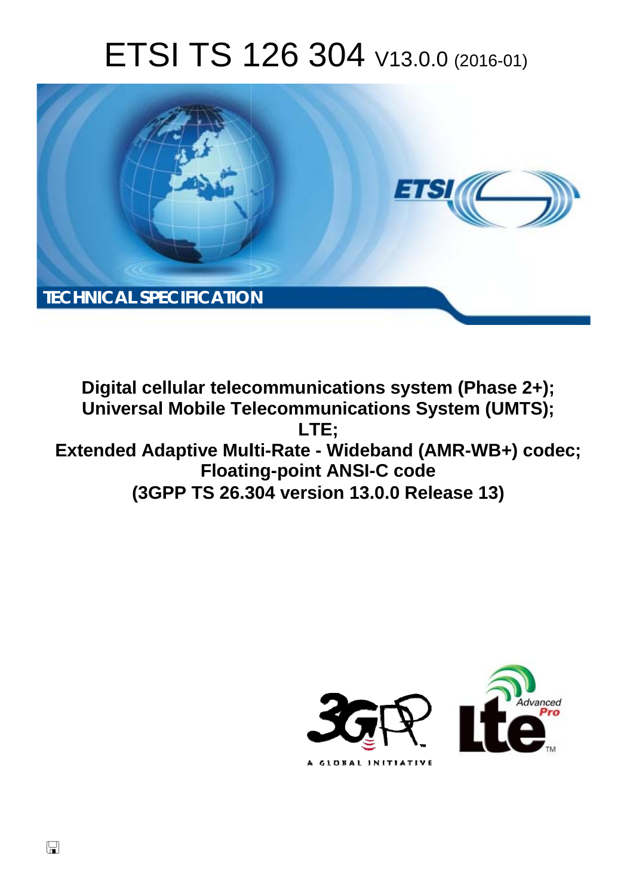# ETSI TS 126 304 V13.0.0 (2016-01)

TECHNICAL SPECIFICATION

**Digital cellular telecommunications system (Phase 2+);**
**Universal Mobile Telecommunications System (UMTS);**
**LTE;**
**Extended Adaptive Multi-Rate - Wideband (AMR-WB+) codec;**
**Floating-point ANSI-C code**
**(3GPP TS 26.304 version 13.0.0 Release 13)**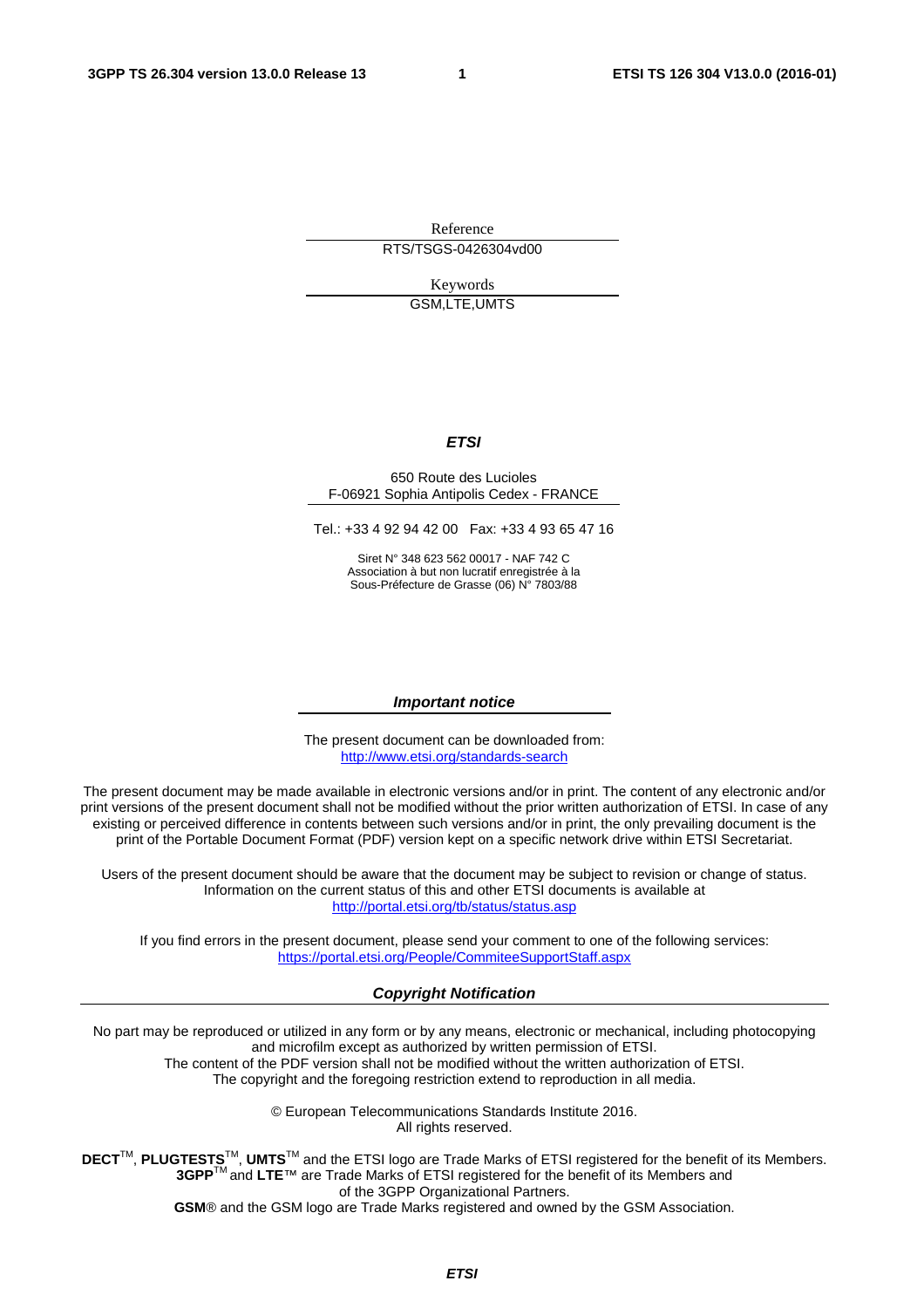Reference

RTS/TSGS-0426304vd00

Keywords

GSM,LTE,UMTS

***ETSI***

650 Route des Lucioles
F-06921 Sophia Antipolis Cedex - FRANCE

Tel.: +33 4 92 94 42 00 Fax: +33 4 93 65 47 16

Siret N° 348 623 562 00017 - NAF 742 C
Association à but non lucratif enregistrée à la
Sous-Préfecture de Grasse (06) N° 7803/88

***Important notice***

The present document can be downloaded from:
http://www.etsi.org/standards-search

The present document may be made available in electronic versions and/or in print. The content of any electronic and/or print versions of the present document shall not be modified without the prior written authorization of ETSI. In case of any existing or perceived difference in contents between such versions and/or in print, the only prevailing document is the print of the Portable Document Format (PDF) version kept on a specific network drive within ETSI Secretariat.

Users of the present document should be aware that the document may be subject to revision or change of status. Information on the current status of this and other ETSI documents is available at
http://portal.etsi.org/tb/status/status.asp

If you find errors in the present document, please send your comment to one of the following services:
https://portal.etsi.org/People/CommiteeSupportStaff.aspx

***Copyright Notification***

No part may be reproduced or utilized in any form or by any means, electronic or mechanical, including photocopying and microfilm except as authorized by written permission of ETSI.
The content of the PDF version shall not be modified without the written authorization of ETSI.
The copyright and the foregoing restriction extend to reproduction in all media.

© European Telecommunications Standards Institute 2016.
All rights reserved.

**DECT**™, **PLUGTESTS**™, **UMTS**™ and the ETSI logo are Trade Marks of ETSI registered for the benefit of its Members.
**3GPP**™ and **LTE**™ are Trade Marks of ETSI registered for the benefit of its Members and of the 3GPP Organizational Partners.
**GSM**® and the GSM logo are Trade Marks registered and owned by the GSM Association.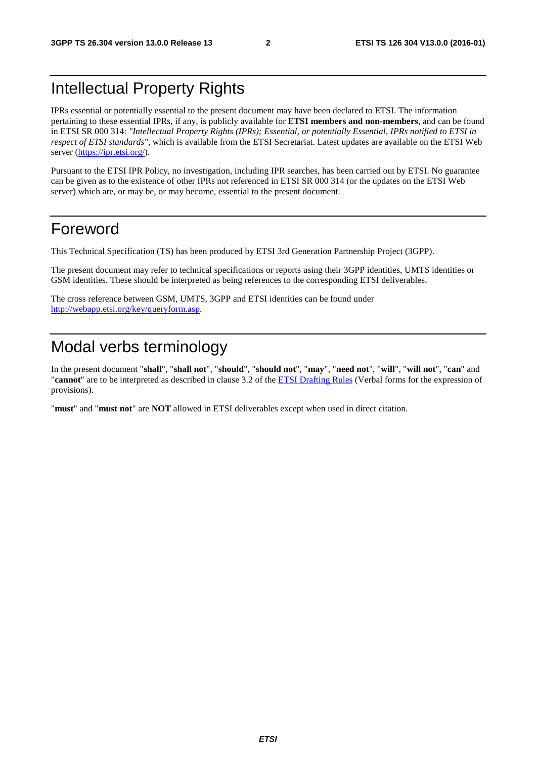# Intellectual Property Rights

IPRs essential or potentially essential to the present document may have been declared to ETSI. The information pertaining to these essential IPRs, if any, is publicly available for **ETSI members and non-members**, and can be found in ETSI SR 000 314: *"Intellectual Property Rights (IPRs); Essential, or potentially Essential, IPRs notified to ETSI in respect of ETSI standards"*, which is available from the ETSI Secretariat. Latest updates are available on the ETSI Web server (https://ipr.etsi.org/).

Pursuant to the ETSI IPR Policy, no investigation, including IPR searches, has been carried out by ETSI. No guarantee can be given as to the existence of other IPRs not referenced in ETSI SR 000 314 (or the updates on the ETSI Web server) which are, or may be, or may become, essential to the present document.

# Foreword

This Technical Specification (TS) has been produced by ETSI 3rd Generation Partnership Project (3GPP).

The present document may refer to technical specifications or reports using their 3GPP identities, UMTS identities or GSM identities. These should be interpreted as being references to the corresponding ETSI deliverables.

The cross reference between GSM, UMTS, 3GPP and ETSI identities can be found under http://webapp.etsi.org/key/queryform.asp.

# Modal verbs terminology

In the present document "**shall**", "**shall not**", "**should**", "**should not**", "**may**", "**need not**", "**will**", "**will not**", "**can**" and "**cannot**" are to be interpreted as described in clause 3.2 of the ETSI Drafting Rules (Verbal forms for the expression of provisions).

"**must**" and "**must not**" are **NOT** allowed in ETSI deliverables except when used in direct citation.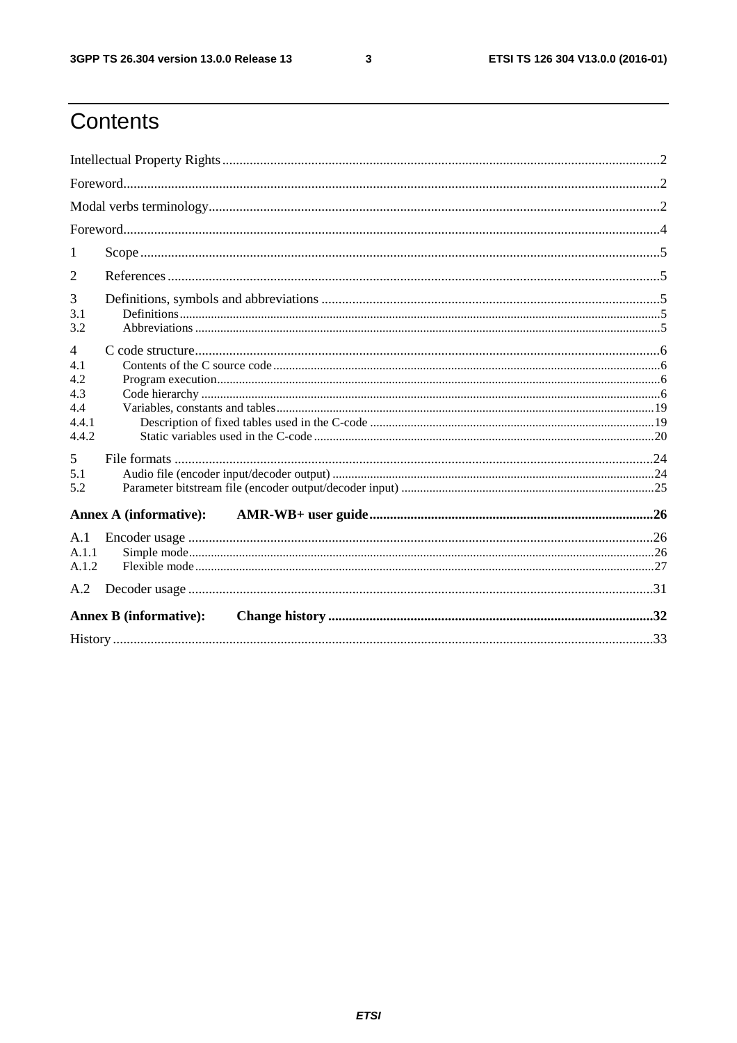# Contents

Intellectual Property Rights ..... 2

Foreword ..... 2

Modal verbs terminology ..... 2

Foreword ..... 4

1 Scope ..... 5

2 References ..... 5

3 Definitions, symbols and abbreviations ..... 5

3.1 Definitions ..... 5

3.2 Abbreviations ..... 5

4 C code structure ..... 6

4.1 Contents of the C source code ..... 6

4.2 Program execution ..... 6

4.3 Code hierarchy ..... 6

4.4 Variables, constants and tables ..... 19

4.4.1 Description of fixed tables used in the C-code ..... 19

4.4.2 Static variables used in the C-code ..... 20

5 File formats ..... 24

5.1 Audio file (encoder input/decoder output) ..... 24

5.2 Parameter bitstream file (encoder output/decoder input) ..... 25

**Annex A (informative): AMR-WB+ user guide ..... 26**

A.1 Encoder usage ..... 26

A.1.1 Simple mode ..... 26

A.1.2 Flexible mode ..... 27

A.2 Decoder usage ..... 31

**Annex B (informative): Change history ..... 32**

History ..... 33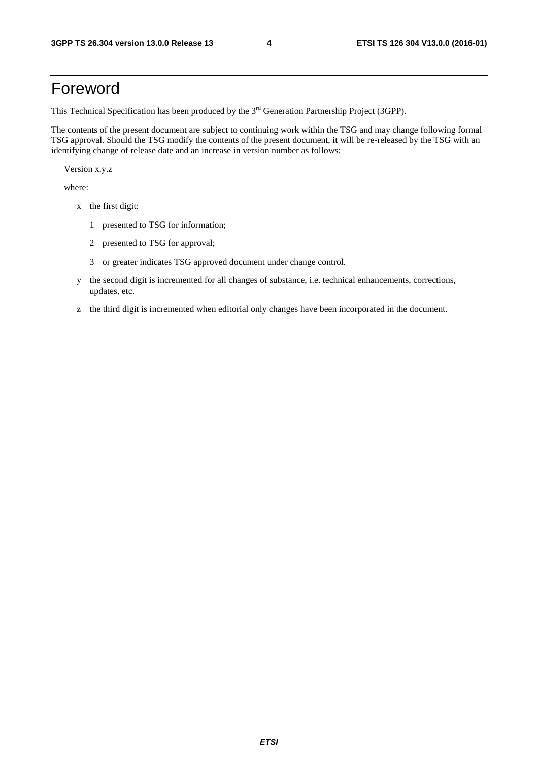# Foreword

This Technical Specification has been produced by the 3rd Generation Partnership Project (3GPP).

The contents of the present document are subject to continuing work within the TSG and may change following formal TSG approval. Should the TSG modify the contents of the present document, it will be re-released by the TSG with an identifying change of release date and an increase in version number as follows:

Version x.y.z

where:

- x the first digit:
  - 1 presented to TSG for information;
  - 2 presented to TSG for approval;
  - 3 or greater indicates TSG approved document under change control.
- y the second digit is incremented for all changes of substance, i.e. technical enhancements, corrections, updates, etc.
- z the third digit is incremented when editorial only changes have been incorporated in the document.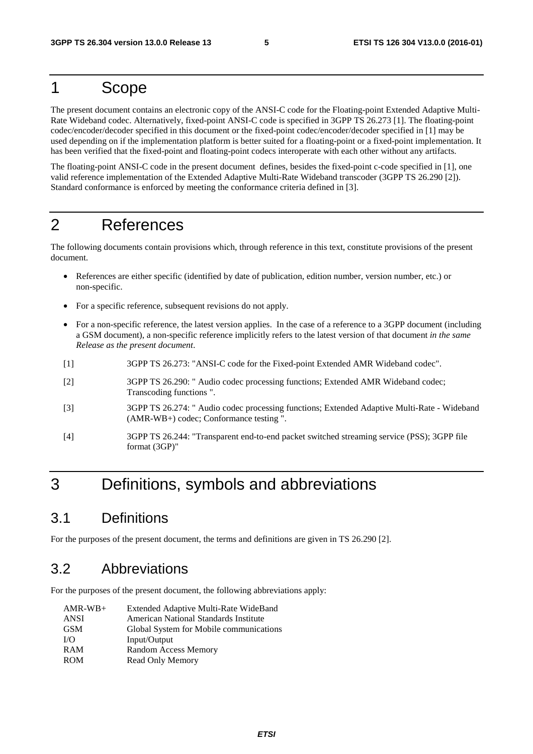# 1 Scope

The present document contains an electronic copy of the ANSI-C code for the Floating-point Extended Adaptive Multi-Rate Wideband codec. Alternatively, fixed-point ANSI-C code is specified in 3GPP TS 26.273 [1]. The floating-point codec/encoder/decoder specified in this document or the fixed-point codec/encoder/decoder specified in [1] may be used depending on if the implementation platform is better suited for a floating-point or a fixed-point implementation. It has been verified that the fixed-point and floating-point codecs interoperate with each other without any artifacts.

The floating-point ANSI-C code in the present document defines, besides the fixed-point c-code specified in [1], one valid reference implementation of the Extended Adaptive Multi-Rate Wideband transcoder (3GPP TS 26.290 [2]). Standard conformance is enforced by meeting the conformance criteria defined in [3].

# 2 References

The following documents contain provisions which, through reference in this text, constitute provisions of the present document.

- References are either specific (identified by date of publication, edition number, version number, etc.) or non-specific.
- For a specific reference, subsequent revisions do not apply.
- For a non-specific reference, the latest version applies. In the case of a reference to a 3GPP document (including a GSM document), a non-specific reference implicitly refers to the latest version of that document *in the same Release as the present document*.

[1] 3GPP TS 26.273: "ANSI-C code for the Fixed-point Extended AMR Wideband codec".

[2] 3GPP TS 26.290: " Audio codec processing functions; Extended AMR Wideband codec; Transcoding functions ".

[3] 3GPP TS 26.274: " Audio codec processing functions; Extended Adaptive Multi-Rate - Wideband (AMR-WB+) codec; Conformance testing ".

[4] 3GPP TS 26.244: "Transparent end-to-end packet switched streaming service (PSS); 3GPP file format (3GP)"

# 3 Definitions, symbols and abbreviations

## 3.1 Definitions

For the purposes of the present document, the terms and definitions are given in TS 26.290 [2].

## 3.2 Abbreviations

For the purposes of the present document, the following abbreviations apply:

| | |
|---|---|
| AMR-WB+ | Extended Adaptive Multi-Rate WideBand |
| ANSI | American National Standards Institute |
| GSM | Global System for Mobile communications |
| I/O | Input/Output |
| RAM | Random Access Memory |
| ROM | Read Only Memory |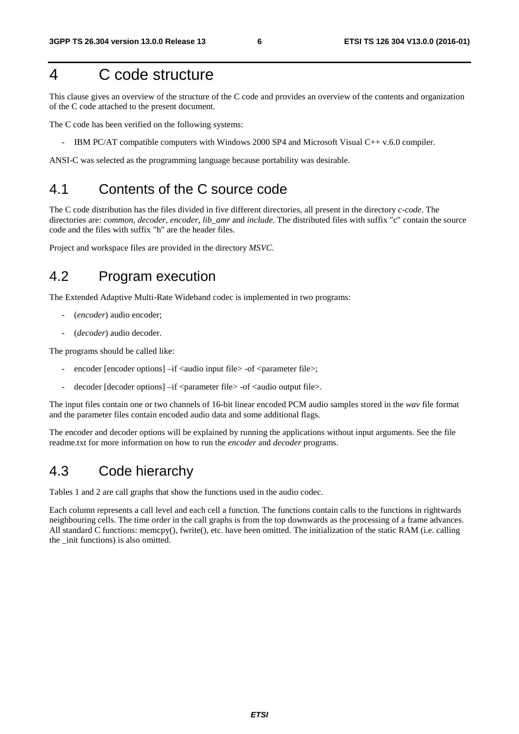# 4 C code structure

This clause gives an overview of the structure of the C code and provides an overview of the contents and organization of the C code attached to the present document.

The C code has been verified on the following systems:

- IBM PC/AT compatible computers with Windows 2000 SP4 and Microsoft Visual C++ v.6.0 compiler.

ANSI-C was selected as the programming language because portability was desirable.

## 4.1 Contents of the C source code

The C code distribution has the files divided in five different directories, all present in the directory *c-code*. The directories are: *common*, *decoder*, *encoder*, *lib_amr* and *include*. The distributed files with suffix "c" contain the source code and the files with suffix "h" are the header files.

Project and workspace files are provided in the directory *MSVC*.

## 4.2 Program execution

The Extended Adaptive Multi-Rate Wideband codec is implemented in two programs:

- (*encoder*) audio encoder;
- (*decoder*) audio decoder.

The programs should be called like:

- encoder [encoder options] –if <audio input file> -of <parameter file>;
- decoder [decoder options] –if <parameter file> -of <audio output file>.

The input files contain one or two channels of 16-bit linear encoded PCM audio samples stored in the *wav* file format and the parameter files contain encoded audio data and some additional flags.

The encoder and decoder options will be explained by running the applications without input arguments. See the file readme.txt for more information on how to run the *encoder* and *decoder* programs.

## 4.3 Code hierarchy

Tables 1 and 2 are call graphs that show the functions used in the audio codec.

Each column represents a call level and each cell a function. The functions contain calls to the functions in rightwards neighbouring cells. The time order in the call graphs is from the top downwards as the processing of a frame advances. All standard C functions: memcpy(), fwrite(), etc. have been omitted. The initialization of the static RAM (i.e. calling the _init functions) is also omitted.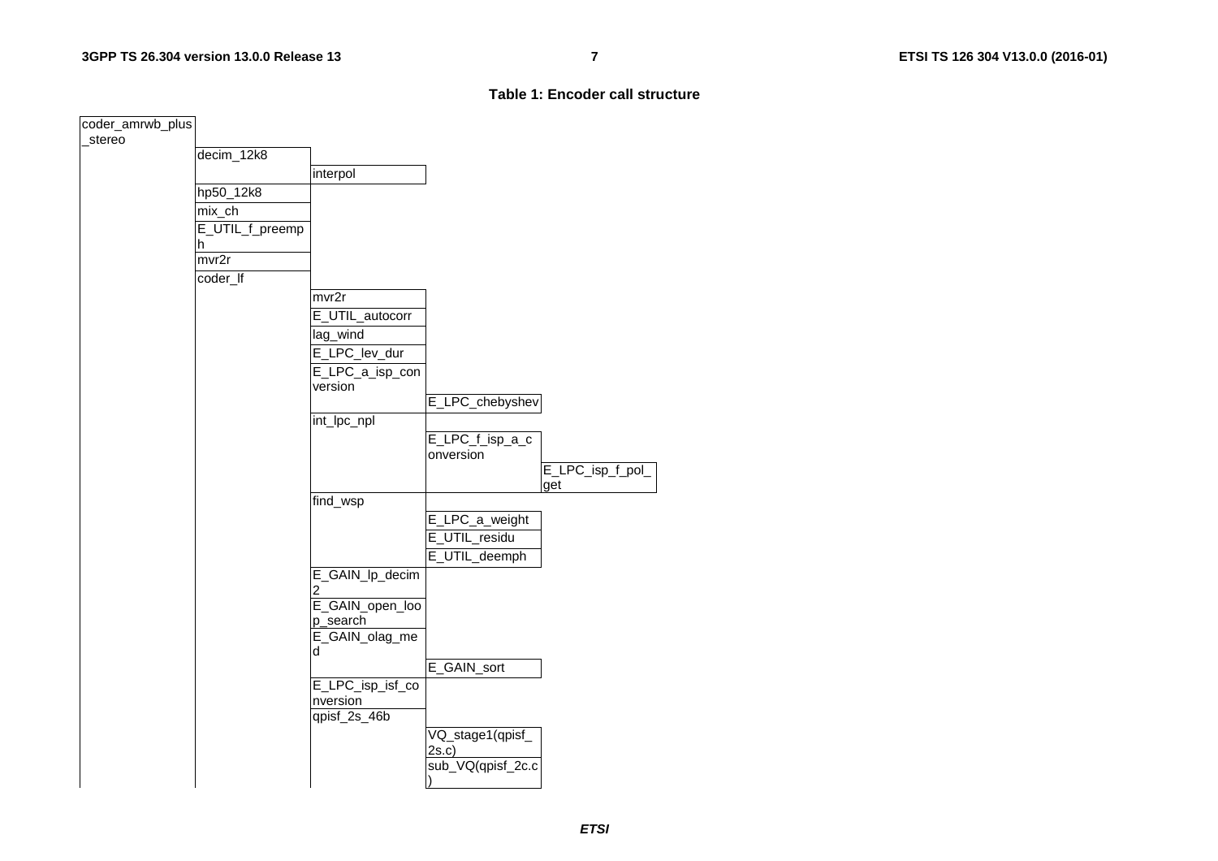**Table 1: Encoder call structure**

| | | | | |
|---|---|---|---|---|
| coder_amrwb_plus_stereo | | | | |
| | decim_12k8 | | | |
| | | interpol | | |
| | hp50_12k8 | | | |
| | mix_ch | | | |
| | E_UTIL_f_preemph | | | |
| | mvr2r | | | |
| | coder_lf | | | |
| | | mvr2r | | |
| | | E_UTIL_autocorr | | |
| | | lag_wind | | |
| | | E_LPC_lev_dur | | |
| | | E_LPC_a_isp_conversion | | |
| | | | E_LPC_chebyshev | |
| | | int_lpc_npl | | |
| | | | E_LPC_f_isp_a_conversion | |
| | | | | E_LPC_isp_f_pol_get |
| | | find_wsp | | |
| | | | E_LPC_a_weight | |
| | | | E_UTIL_residu | |
| | | | E_UTIL_deemph | |
| | | E_GAIN_lp_decim2 | | |
| | | E_GAIN_open_loop_search | | |
| | | E_GAIN_olag_med | | |
| | | | E_GAIN_sort | |
| | | E_LPC_isp_isf_conversion | | |
| | | qpisf_2s_46b | | |
| | | | VQ_stage1(qpisf_2s.c) | |
| | | | sub_VQ(qpisf_2c.c) | |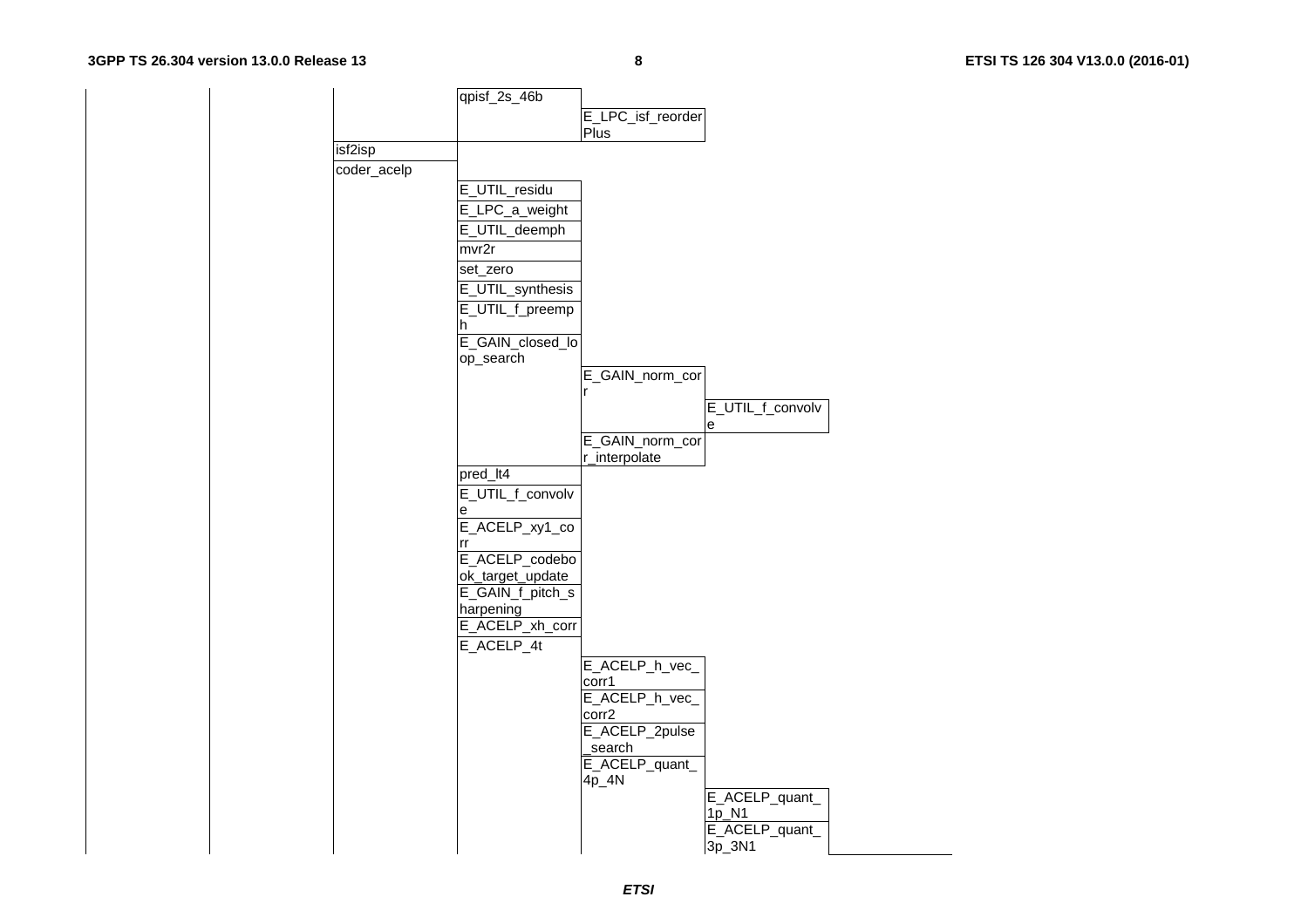| | | | | | | |
|---|---|---|---|---|---|---|
| | | | qpisf_2s_46b | | | |
| | | | | E_LPC_isf_reorderPlus | | |
| | | isf2isp | | | | |
| | | coder_acelp | | | | |
| | | | E_UTIL_residu | | | |
| | | | E_LPC_a_weight | | | |
| | | | E_UTIL_deemph | | | |
| | | | mvr2r | | | |
| | | | set_zero | | | |
| | | | E_UTIL_synthesis | | | |
| | | | E_UTIL_f_preemph | | | |
| | | | E_GAIN_closed_loop_search | | | |
| | | | | E_GAIN_norm_corr | | |
| | | | | | E_UTIL_f_convolve | |
| | | | | E_GAIN_norm_corr_interpolate | | |
| | | | pred_lt4 | | | |
| | | | E_UTIL_f_convolve | | | |
| | | | E_ACELP_xy1_corr | | | |
| | | | E_ACELP_codebook_target_update | | | |
| | | | E_GAIN_f_pitch_sharpening | | | |
| | | | E_ACELP_xh_corr | | | |
| | | | E_ACELP_4t | | | |
| | | | | E_ACELP_h_vec_corr1 | | |
| | | | | E_ACELP_h_vec_corr2 | | |
| | | | | E_ACELP_2pulse_search | | |
| | | | | E_ACELP_quant_4p_4N | | |
| | | | | | E_ACELP_quant_1p_N1 | |
| | | | | | E_ACELP_quant_3p_3N1 | |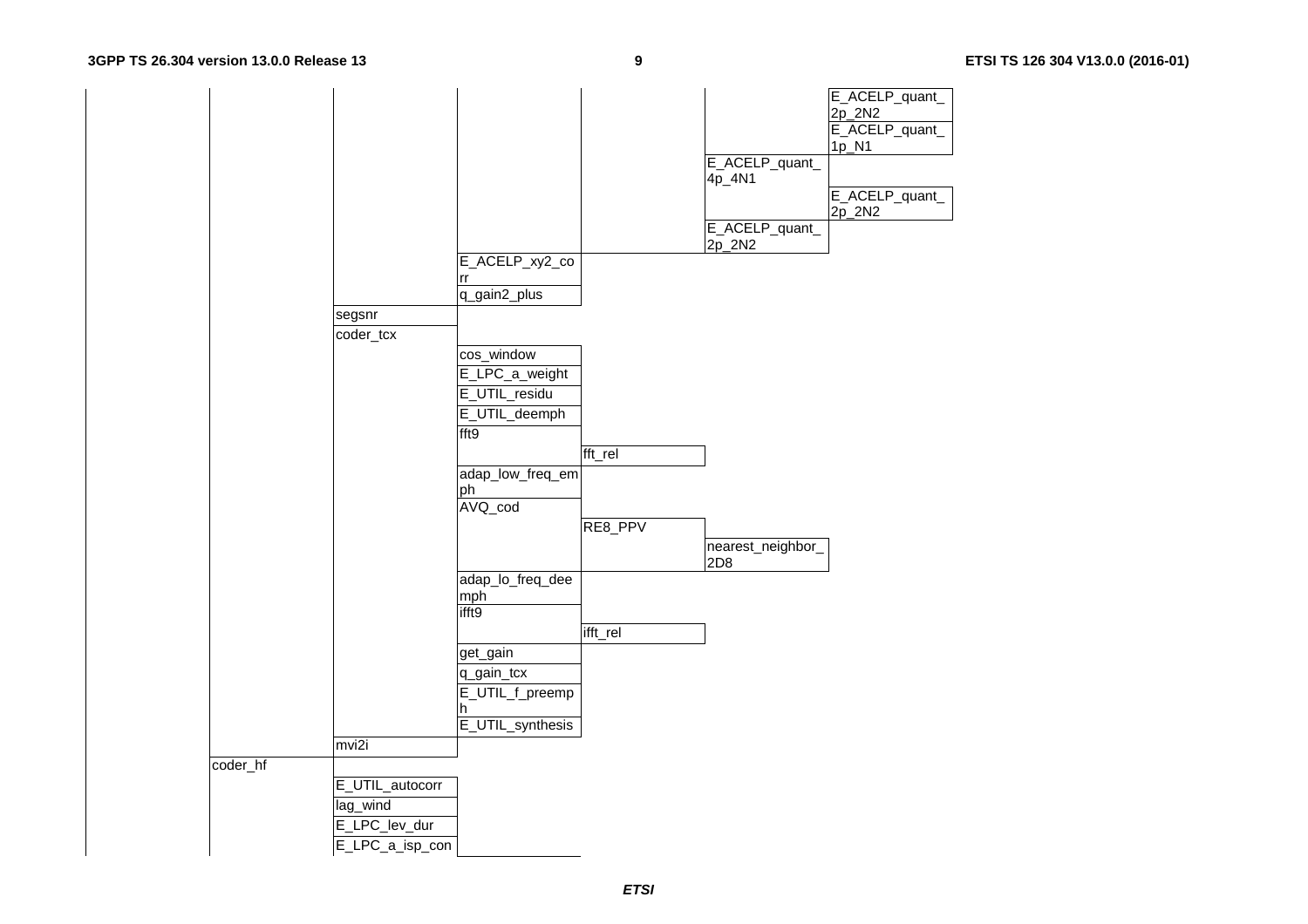| | | | | | | |
|---|---|---|---|---|---|---|
| | | | | | | E_ACELP_quant_2p_2N2 |
| | | | | | | E_ACELP_quant_1p_N1 |
| | | | | | E_ACELP_quant_4p_4N1 | |
| | | | | | | E_ACELP_quant_2p_2N2 |
| | | | | | E_ACELP_quant_2p_2N2 | |
| | | | E_ACELP_xy2_corr | | | |
| | | | q_gain2_plus | | | |
| | | segsnr | | | | |
| | | coder_tcx | | | | |
| | | | cos_window | | | |
| | | | E_LPC_a_weight | | | |
| | | | E_UTIL_residu | | | |
| | | | E_UTIL_deemph | | | |
| | | | fft9 | | | |
| | | | | fft_rel | | |
| | | | adap_low_freq_emph | | | |
| | | | AVQ_cod | | | |
| | | | | RE8_PPV | | |
| | | | | | nearest_neighbor_2D8 | |
| | | | adap_lo_freq_deemph | | | |
| | | | ifft9 | | | |
| | | | | ifft_rel | | |
| | | | get_gain | | | |
| | | | q_gain_tcx | | | |
| | | | E_UTIL_f_preemph | | | |
| | | | E_UTIL_synthesis | | | |
| | | mvi2i | | | | |
| | coder_hf | | | | | |
| | | E_UTIL_autocorr | | | | |
| | | lag_wind | | | | |
| | | E_LPC_lev_dur | | | | |
| | | E_LPC_a_isp_con | | | | |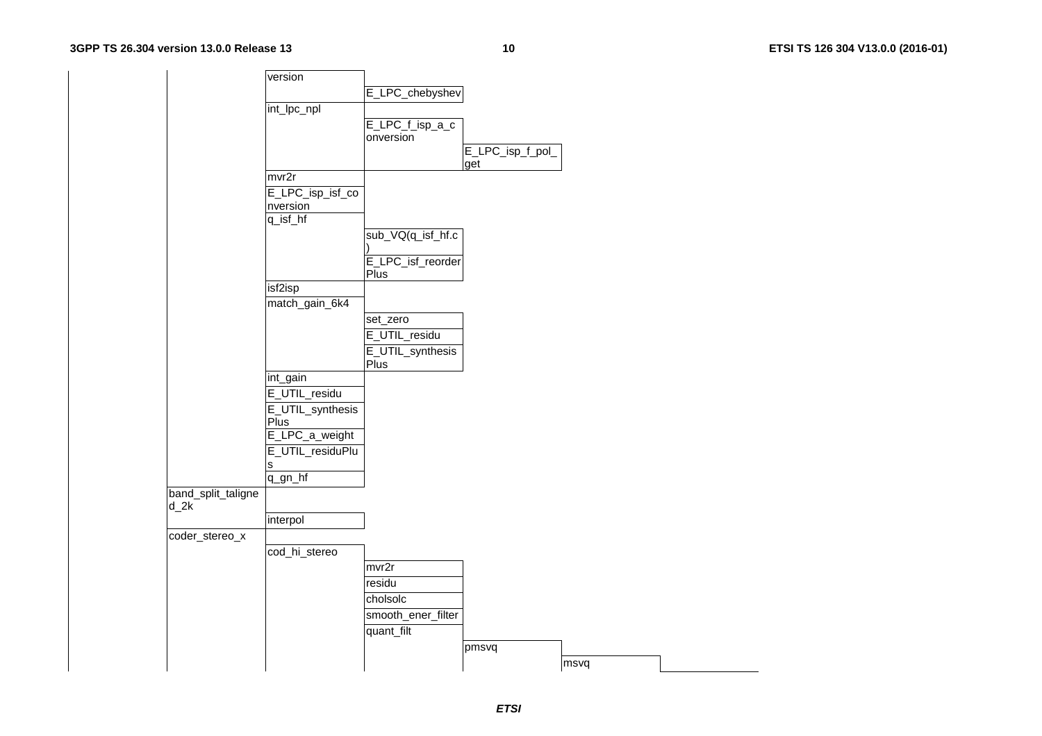| | | | | | | | |
|---|---|---|---|---|---|---|---|
| | | version | | | | | |
| | | | E_LPC_chebyshev | | | | |
| | | int_lpc_npl | | | | | |
| | | | E_LPC_f_isp_a_conversion | | | | |
| | | | | E_LPC_isp_f_pol_get | | | |
| | | mvr2r | | | | | |
| | | E_LPC_isp_isf_conversion | | | | | |
| | | q_isf_hf | | | | | |
| | | | sub_VQ(q_isf_hf.c) | | | | |
| | | | E_LPC_isf_reorderPlus | | | | |
| | | isf2isp | | | | | |
| | | match_gain_6k4 | | | | | |
| | | | set_zero | | | | |
| | | | E_UTIL_residu | | | | |
| | | | E_UTIL_synthesisPlus | | | | |
| | | int_gain | | | | | |
| | | E_UTIL_residu | | | | | |
| | | E_UTIL_synthesisPlus | | | | | |
| | | E_LPC_a_weight | | | | | |
| | | E_UTIL_residuPlus | | | | | |
| | | q_gn_hf | | | | | |
| | band_split_taligned_2k | | | | | | |
| | | interpol | | | | | |
| | coder_stereo_x | | | | | | |
| | | cod_hi_stereo | | | | | |
| | | | mvr2r | | | | |
| | | | residu | | | | |
| | | | cholsolc | | | | |
| | | | smooth_ener_filter | | | | |
| | | | quant_filt | | | | |
| | | | | pmsvq | | | |
| | | | | | msvq | | |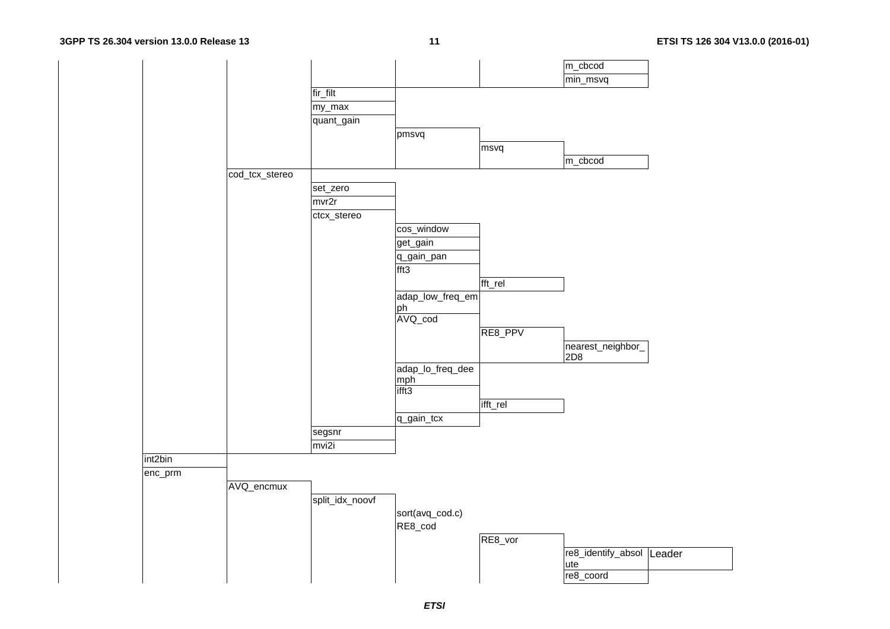| | | | | | | | |
|---|---|---|---|---|---|---|---|
| | | | | | | m_cbcod | |
| | | | | | | min_msvq | |
| | | | fir_filt | | | | |
| | | | my_max | | | | |
| | | | quant_gain | | | | |
| | | | | pmsvq | | | |
| | | | | | msvq | | |
| | | | | | | m_cbcod | |
| | | cod_tcx_stereo | | | | | |
| | | | set_zero | | | | |
| | | | mvr2r | | | | |
| | | | ctcx_stereo | | | | |
| | | | | cos_window | | | |
| | | | | get_gain | | | |
| | | | | q_gain_pan | | | |
| | | | | fft3 | | | |
| | | | | | fft_rel | | |
| | | | | adap_low_freq_emph | | | |
| | | | | AVQ_cod | | | |
| | | | | | RE8_PPV | | |
| | | | | | | nearest_neighbor_2D8 | |
| | | | | adap_lo_freq_deemph | | | |
| | | | | ifft3 | | | |
| | | | | | ifft_rel | | |
| | | | | q_gain_tcx | | | |
| | | | segsnr | | | | |
| | | | mvi2i | | | | |
| | int2bin | | | | | | |
| | enc_prm | | | | | | |
| | | AVQ_encmux | | | | | |
| | | | split_idx_noovf | | | | |
| | | | | sort(avq_cod.c) | | | |
| | | | | RE8_cod | | | |
| | | | | | RE8_vor | | |
| | | | | | | re8_identify_absolute | Leader |
| | | | | | | re8_coord | |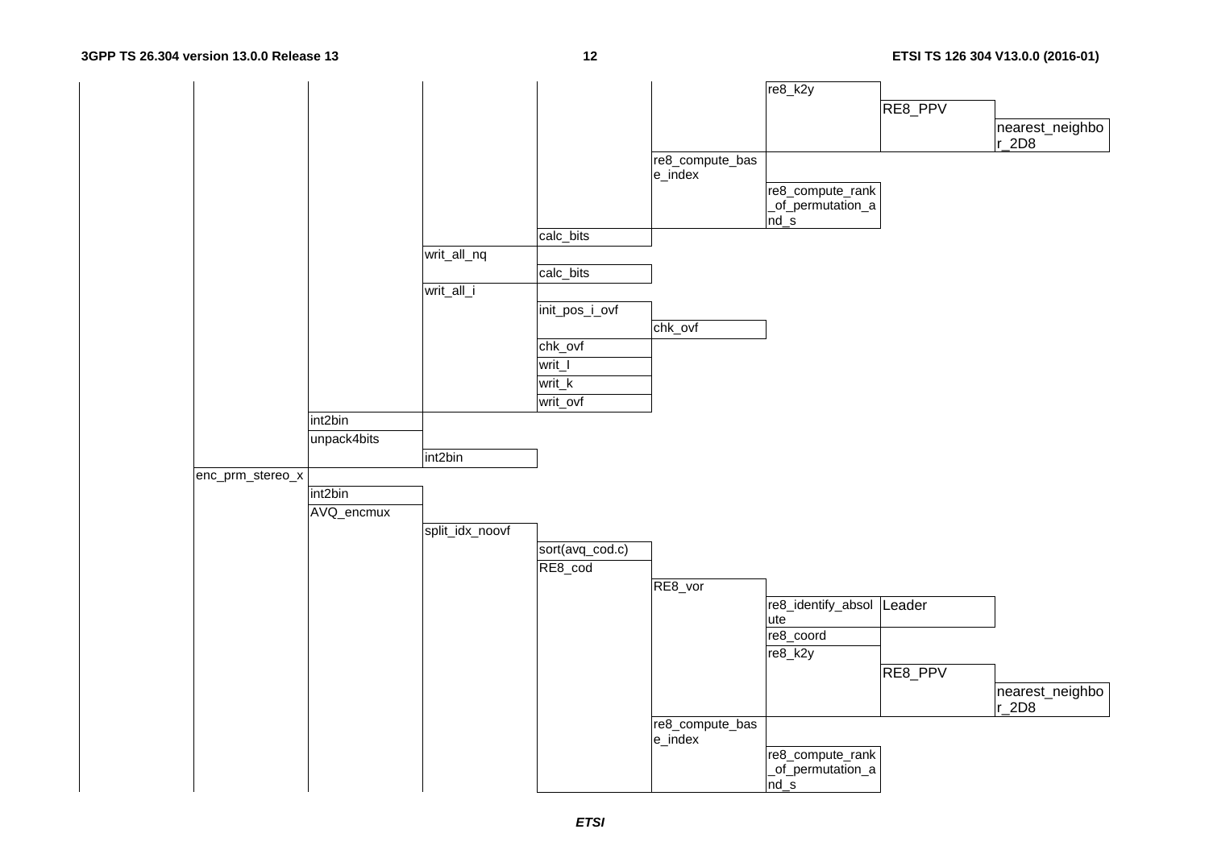| | | | | | | | | | |
|---|---|---|---|---|---|---|---|---|---|
| | | | | | | re8_k2y | | | |
| | | | | | | | RE8_PPV | | |
| | | | | | | | | nearest_neighbor_2D8 | |
| | | | | | re8_compute_base_index | | | | |
| | | | | | | re8_compute_rank_of_permutation_and_s | | | |
| | | | | calc_bits | | | | | |
| | | | writ_all_nq | | | | | | |
| | | | | calc_bits | | | | | |
| | | | writ_all_i | | | | | | |
| | | | | init_pos_i_ovf | | | | | |
| | | | | | chk_ovf | | | | |
| | | | | chk_ovf | | | | | |
| | | | | writ_I | | | | | |
| | | | | writ_k | | | | | |
| | | | | writ_ovf | | | | | |
| | | int2bin | | | | | | | |
| | | unpack4bits | | | | | | | |
| | | | int2bin | | | | | | |
| | enc_prm_stereo_x | | | | | | | | |
| | | int2bin | | | | | | | |
| | | AVQ_encmux | | | | | | | |
| | | | split_idx_noovf | | | | | | |
| | | | | sort(avq_cod.c) | | | | | |
| | | | | RE8_cod | | | | | |
| | | | | | RE8_vor | | | | |
| | | | | | | re8_identify_absolute | Leader | | |
| | | | | | | re8_coord | | | |
| | | | | | | re8_k2y | | | |
| | | | | | | | RE8_PPV | | |
| | | | | | | | | nearest_neighbor_2D8 | |
| | | | | | re8_compute_base_index | | | | |
| | | | | | | re8_compute_rank_of_permutation_and_s | | | |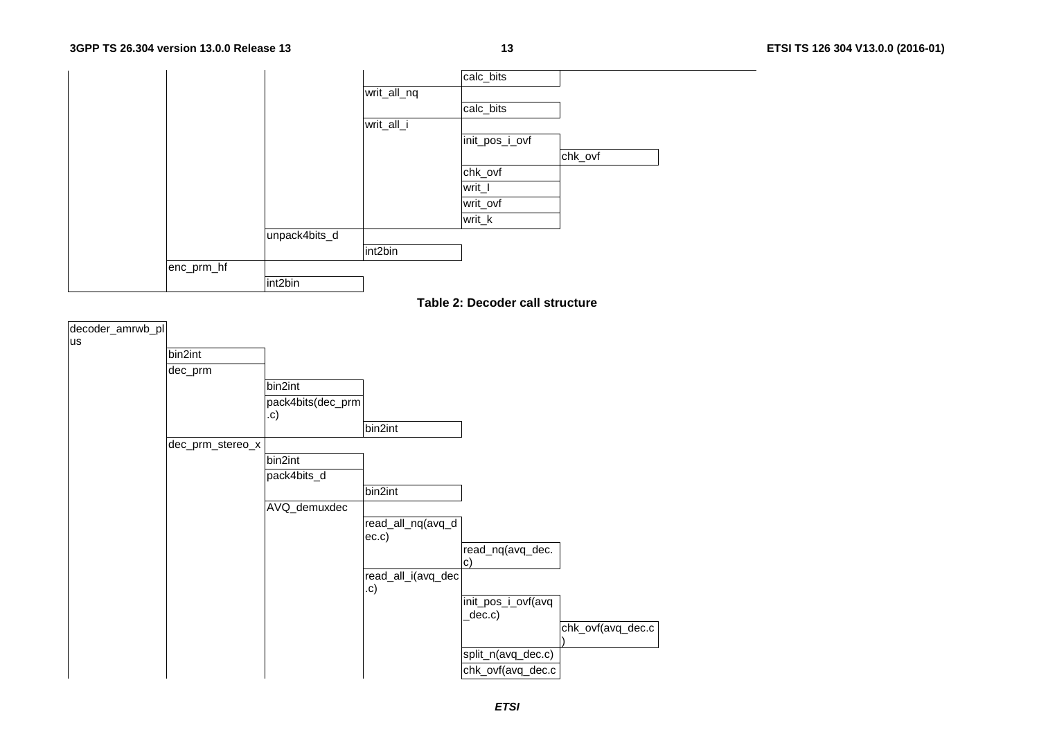| | | | | | | |
|---|---|---|---|---|---|---|
| | | | | calc_bits | | |
| | | | writ_all_nq | | | |
| | | | | calc_bits | | |
| | | | writ_all_i | | | |
| | | | | init_pos_i_ovf | | |
| | | | | | chk_ovf | |
| | | | | chk_ovf | | |
| | | | | writ_I | | |
| | | | | writ_ovf | | |
| | | | | writ_k | | |
| | | unpack4bits_d | | | | |
| | | | int2bin | | | |
| | enc_prm_hf | | | | | |
| | | int2bin | | | | |

**Table 2: Decoder call structure**

| | | | | | |
|---|---|---|---|---|---|
| decoder_amrwb_plus | | | | | |
| | bin2int | | | | |
| | dec_prm | | | | |
| | | bin2int | | | |
| | | pack4bits(dec_prm.c) | | | |
| | | | bin2int | | |
| | dec_prm_stereo_x | | | | |
| | | bin2int | | | |
| | | pack4bits_d | | | |
| | | | bin2int | | |
| | | AVQ_demuxdec | | | |
| | | | read_all_nq(avq_dec.c) | | |
| | | | | read_nq(avq_dec.c) | |
| | | | read_all_i(avq_dec.c) | | |
| | | | | init_pos_i_ovf(avq_dec.c) | |
| | | | | | chk_ovf(avq_dec.c) |
| | | | | split_n(avq_dec.c) | |
| | | | | chk_ovf(avq_dec.c | |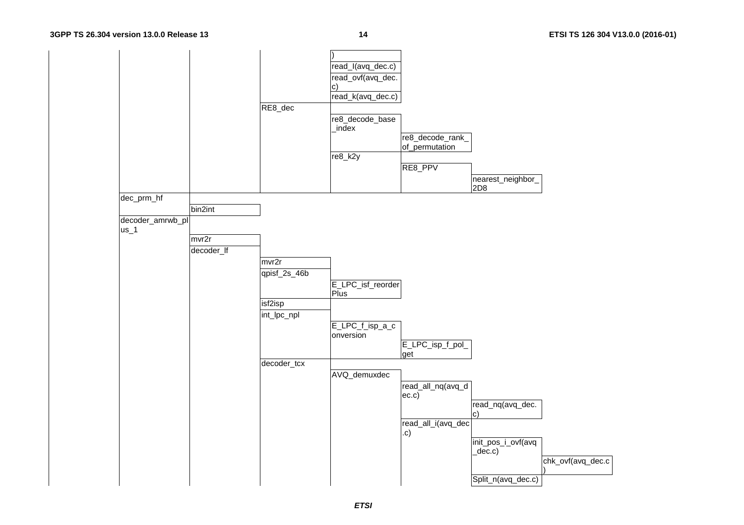| | | | | | | | |
|---|---|---|---|---|---|---|---|
| | | | | ) | | | |
| | | | | read_I(avq_dec.c) | | | |
| | | | | read_ovf(avq_dec.c) | | | |
| | | | | read_k(avq_dec.c) | | | |
| | | | RE8_dec | | | | |
| | | | | re8_decode_base_index | | | |
| | | | | | re8_decode_rank_of_permutation | | |
| | | | | re8_k2y | | | |
| | | | | | RE8_PPV | | |
| | | | | | | nearest_neighbor_2D8 | |
| | dec_prm_hf | | | | | | |
| | | bin2int | | | | | |
| | decoder_amrwb_plus_1 | | | | | | |
| | | mvr2r | | | | | |
| | | decoder_lf | | | | | |
| | | | mvr2r | | | | |
| | | | qpisf_2s_46b | | | | |
| | | | | E_LPC_isf_reorderPlus | | | |
| | | | isf2isp | | | | |
| | | | int_lpc_npl | | | | |
| | | | | E_LPC_f_isp_a_conversion | | | |
| | | | | | E_LPC_isp_f_pol_get | | |
| | | | decoder_tcx | | | | |
| | | | | AVQ_demuxdec | | | |
| | | | | | read_all_nq(avq_dec.c) | | |
| | | | | | | read_nq(avq_dec.c) | |
| | | | | | read_all_i(avq_dec.c) | | |
| | | | | | | init_pos_i_ovf(avq_dec.c) | |
| | | | | | | | chk_ovf(avq_dec.c) |
| | | | | | | Split_n(avq_dec.c) | |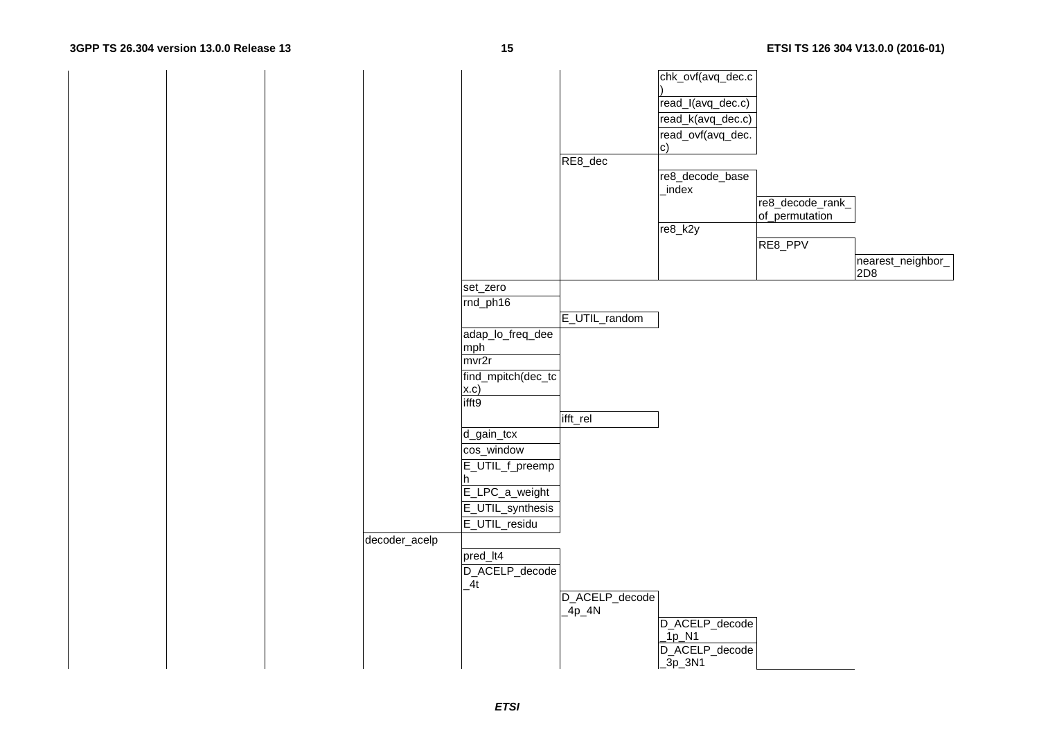| | | | | | | | | | |
|---|---|---|---|---|---|---|---|---|---|
| | | | | | | chk_ovf(avq_dec.c) | | | |
| | | | | | | read_I(avq_dec.c) | | | |
| | | | | | | read_k(avq_dec.c) | | | |
| | | | | | | read_ovf(avq_dec.c) | | | |
| | | | | | RE8_dec | | | | |
| | | | | | | re8_decode_base_index | | | |
| | | | | | | | re8_decode_rank_of_permutation | | |
| | | | | | | re8_k2y | | | |
| | | | | | | | RE8_PPV | | |
| | | | | | | | | nearest_neighbor_2D8 | |
| | | | | set_zero | | | | | |
| | | | | rnd_ph16 | | | | | |
| | | | | | E_UTIL_random | | | | |
| | | | | adap_lo_freq_deemph | | | | | |
| | | | | mvr2r | | | | | |
| | | | | find_mpitch(dec_tcx.c) | | | | | |
| | | | | ifft9 | | | | | |
| | | | | | ifft_rel | | | | |
| | | | | d_gain_tcx | | | | | |
| | | | | cos_window | | | | | |
| | | | | E_UTIL_f_preemph | | | | | |
| | | | | E_LPC_a_weight | | | | | |
| | | | | E_UTIL_synthesis | | | | | |
| | | | | E_UTIL_residu | | | | | |
| | | | decoder_acelp | | | | | | |
| | | | | pred_lt4 | | | | | |
| | | | | D_ACELP_decode_4t | | | | | |
| | | | | | D_ACELP_decode_4p_4N | | | | |
| | | | | | | D_ACELP_decode_1p_N1 | | | |
| | | | | | | D_ACELP_decode_3p_3N1 | | | |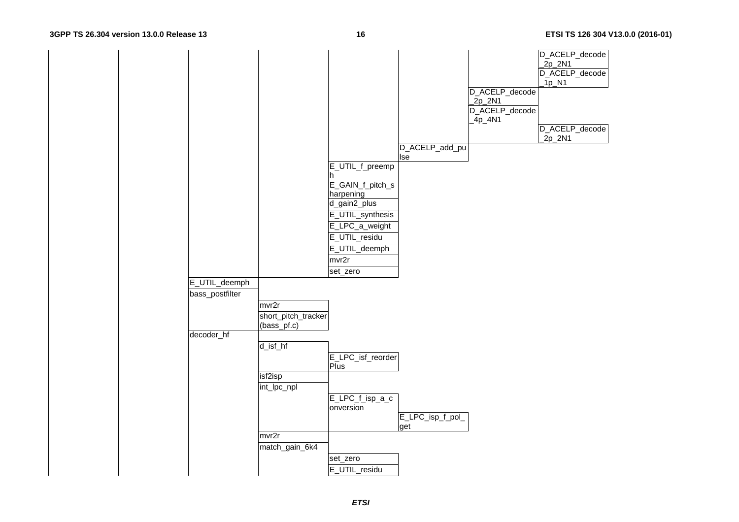| | | | | | | | |
|---|---|---|---|---|---|---|---|
| | | | | | | | D_ACELP_decode_2p_2N1 |
| | | | | | | | D_ACELP_decode_1p_N1 |
| | | | | | | D_ACELP_decode_2p_2N1 | |
| | | | | | | D_ACELP_decode_4p_4N1 | |
| | | | | | | | D_ACELP_decode_2p_2N1 |
| | | | | | D_ACELP_add_pulse | | |
| | | | | E_UTIL_f_preemph | | | |
| | | | | E_GAIN_f_pitch_sharpening | | | |
| | | | | d_gain2_plus | | | |
| | | | | E_UTIL_synthesis | | | |
| | | | | E_LPC_a_weight | | | |
| | | | | E_UTIL_residu | | | |
| | | | | E_UTIL_deemph | | | |
| | | | | mvr2r | | | |
| | | | | set_zero | | | |
| | | E_UTIL_deemph | | | | | |
| | | bass_postfilter | | | | | |
| | | | mvr2r | | | | |
| | | | short_pitch_tracker (bass_pf.c) | | | | |
| | | decoder_hf | | | | | |
| | | | d_isf_hf | | | | |
| | | | | E_LPC_isf_reorderPlus | | | |
| | | | isf2isp | | | | |
| | | | int_lpc_npl | | | | |
| | | | | E_LPC_f_isp_a_conversion | | | |
| | | | | | E_LPC_isp_f_pol_get | | |
| | | | mvr2r | | | | |
| | | | match_gain_6k4 | | | | |
| | | | | set_zero | | | |
| | | | | E_UTIL_residu | | | |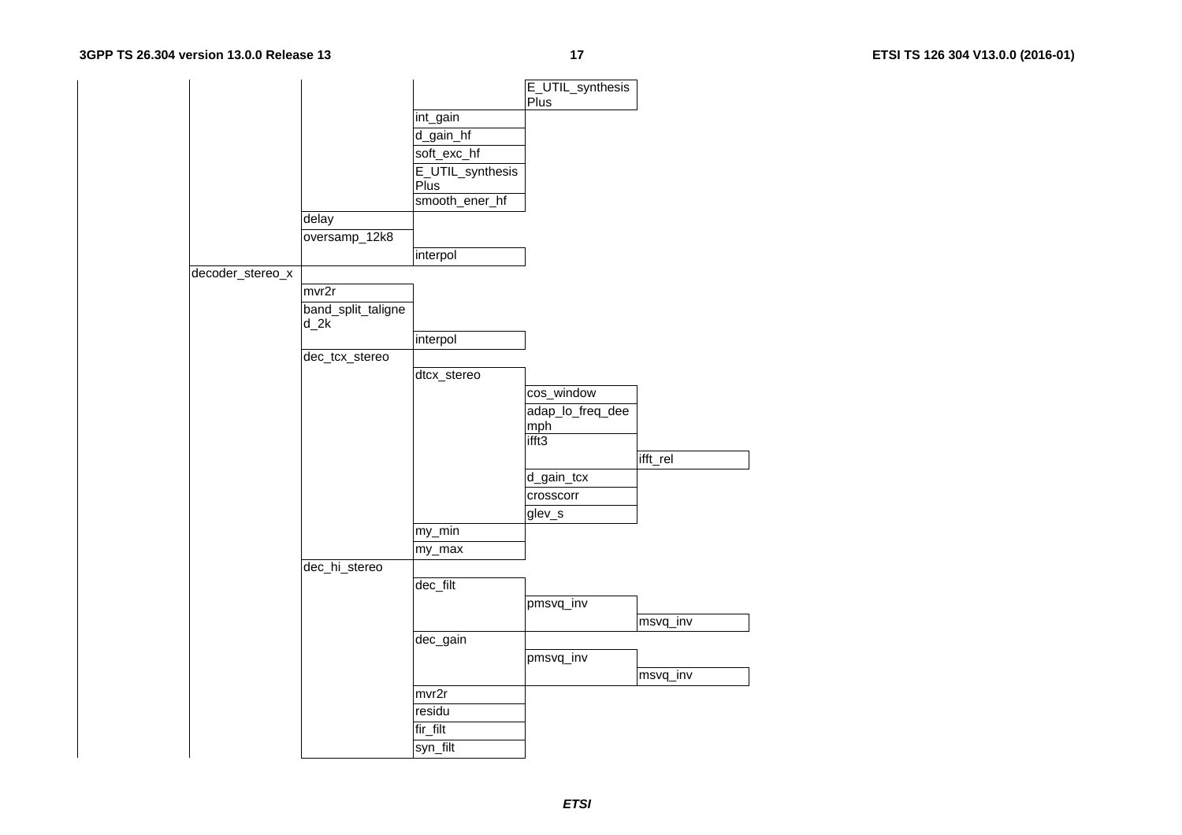| | | | | | |
|---|---|---|---|---|---|
| | | | | E_UTIL_synthesisPlus | |
| | | | int_gain | | |
| | | | d_gain_hf | | |
| | | | soft_exc_hf | | |
| | | | E_UTIL_synthesisPlus | | |
| | | | smooth_ener_hf | | |
| | | delay | | | |
| | | oversamp_12k8 | | | |
| | | | interpol | | |
| | decoder_stereo_x | | | | |
| | | mvr2r | | | |
| | | band_split_taligned_2k | | | |
| | | | interpol | | |
| | | dec_tcx_stereo | | | |
| | | | dtcx_stereo | | |
| | | | | cos_window | |
| | | | | adap_lo_freq_deemph | |
| | | | | ifft3 | |
| | | | | | ifft_rel |
| | | | | d_gain_tcx | |
| | | | | crosscorr | |
| | | | | glev_s | |
| | | | my_min | | |
| | | | my_max | | |
| | | dec_hi_stereo | | | |
| | | | dec_filt | | |
| | | | | pmsvq_inv | |
| | | | | | msvq_inv |
| | | | dec_gain | | |
| | | | | pmsvq_inv | |
| | | | | | msvq_inv |
| | | | mvr2r | | |
| | | | residu | | |
| | | | fir_filt | | |
| | | | syn_filt | | |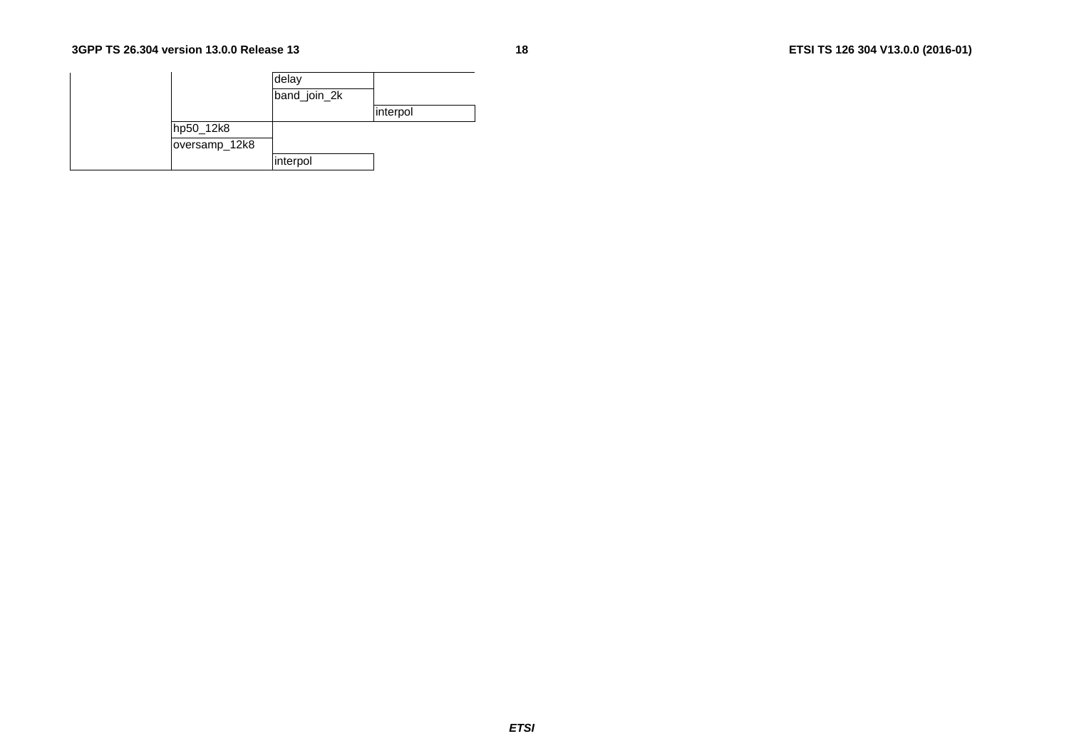| | | | |
|---|---|---|---|
| | | delay | |
| | | band_join_2k | |
| | | | interpol |
| | hp50_12k8 | | |
| | oversamp_12k8 | | |
| | | interpol | |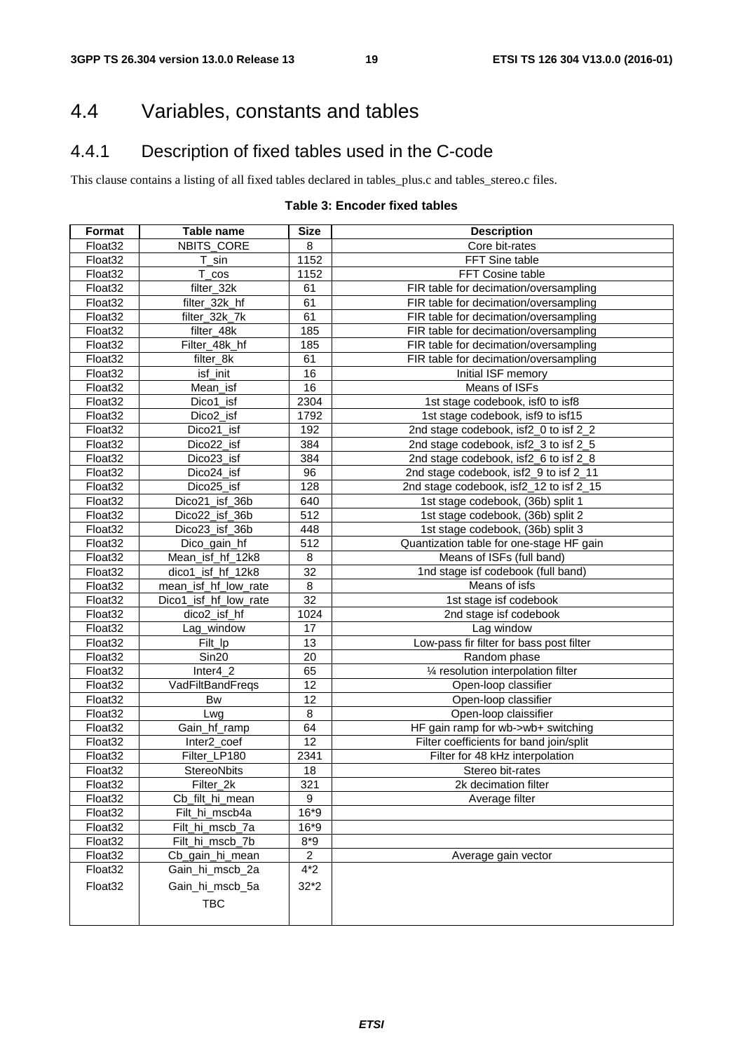# 4.4 Variables, constants and tables

## 4.4.1 Description of fixed tables used in the C-code

This clause contains a listing of all fixed tables declared in tables_plus.c and tables_stereo.c files.

**Table 3: Encoder fixed tables**

| Format | Table name | Size | Description |
|---|---|---|---|
| Float32 | NBITS_CORE | 8 | Core bit-rates |
| Float32 | T_sin | 1152 | FFT Sine table |
| Float32 | T_cos | 1152 | FFT Cosine table |
| Float32 | filter_32k | 61 | FIR table for decimation/oversampling |
| Float32 | filter_32k_hf | 61 | FIR table for decimation/oversampling |
| Float32 | filter_32k_7k | 61 | FIR table for decimation/oversampling |
| Float32 | filter_48k | 185 | FIR table for decimation/oversampling |
| Float32 | Filter_48k_hf | 185 | FIR table for decimation/oversampling |
| Float32 | filter_8k | 61 | FIR table for decimation/oversampling |
| Float32 | isf_init | 16 | Initial ISF memory |
| Float32 | Mean_isf | 16 | Means of ISFs |
| Float32 | Dico1_isf | 2304 | 1st stage codebook, isf0 to isf8 |
| Float32 | Dico2_isf | 1792 | 1st stage codebook, isf9 to isf15 |
| Float32 | Dico21_isf | 192 | 2nd stage codebook, isf2_0 to isf 2_2 |
| Float32 | Dico22_isf | 384 | 2nd stage codebook, isf2_3 to isf 2_5 |
| Float32 | Dico23_isf | 384 | 2nd stage codebook, isf2_6 to isf 2_8 |
| Float32 | Dico24_isf | 96 | 2nd stage codebook, isf2_9 to isf 2_11 |
| Float32 | Dico25_isf | 128 | 2nd stage codebook, isf2_12 to isf 2_15 |
| Float32 | Dico21_isf_36b | 640 | 1st stage codebook, (36b) split 1 |
| Float32 | Dico22_isf_36b | 512 | 1st stage codebook, (36b) split 2 |
| Float32 | Dico23_isf_36b | 448 | 1st stage codebook, (36b) split 3 |
| Float32 | Dico_gain_hf | 512 | Quantization table for one-stage HF gain |
| Float32 | Mean_isf_hf_12k8 | 8 | Means of ISFs (full band) |
| Float32 | dico1_isf_hf_12k8 | 32 | 1nd stage isf codebook (full band) |
| Float32 | mean_isf_hf_low_rate | 8 | Means of isfs |
| Float32 | Dico1_isf_hf_low_rate | 32 | 1st stage isf codebook |
| Float32 | dico2_isf_hf | 1024 | 2nd stage isf codebook |
| Float32 | Lag_window | 17 | Lag window |
| Float32 | Filt_lp | 13 | Low-pass fir filter for bass post filter |
| Float32 | Sin20 | 20 | Random phase |
| Float32 | Inter4_2 | 65 | ¼ resolution interpolation filter |
| Float32 | VadFiltBandFreqs | 12 | Open-loop classifier |
| Float32 | Bw | 12 | Open-loop classifier |
| Float32 | Lwg | 8 | Open-loop claissifier |
| Float32 | Gain_hf_ramp | 64 | HF gain ramp for wb->wb+ switching |
| Float32 | Inter2_coef | 12 | Filter coefficients for band join/split |
| Float32 | Filter_LP180 | 2341 | Filter for 48 kHz interpolation |
| Float32 | StereoNbits | 18 | Stereo bit-rates |
| Float32 | Filter_2k | 321 | 2k decimation filter |
| Float32 | Cb_filt_hi_mean | 9 | Average filter |
| Float32 | Filt_hi_mscb4a | 16*9 | |
| Float32 | Filt_hi_mscb_7a | 16*9 | |
| Float32 | Filt_hi_mscb_7b | 8*9 | |
| Float32 | Cb_gain_hi_mean | 2 | Average gain vector |
| Float32 | Gain_hi_mscb_2a | 4*2 | |
| Float32 | Gain_hi_mscb_5a | 32*2 | |
| | TBC | | |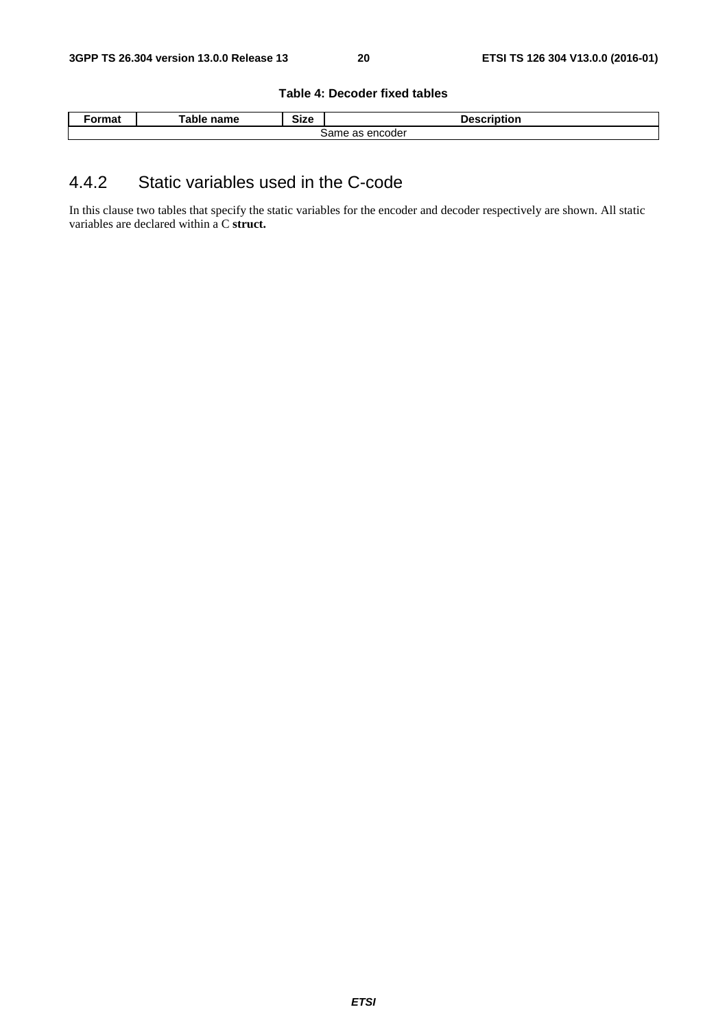**Table 4: Decoder fixed tables**

| Format | Table name | Size | Description |
|---|---|---|---|
| Same as encoder | | | |

### 4.4.2 Static variables used in the C-code

In this clause two tables that specify the static variables for the encoder and decoder respectively are shown. All static variables are declared within a C **struct.**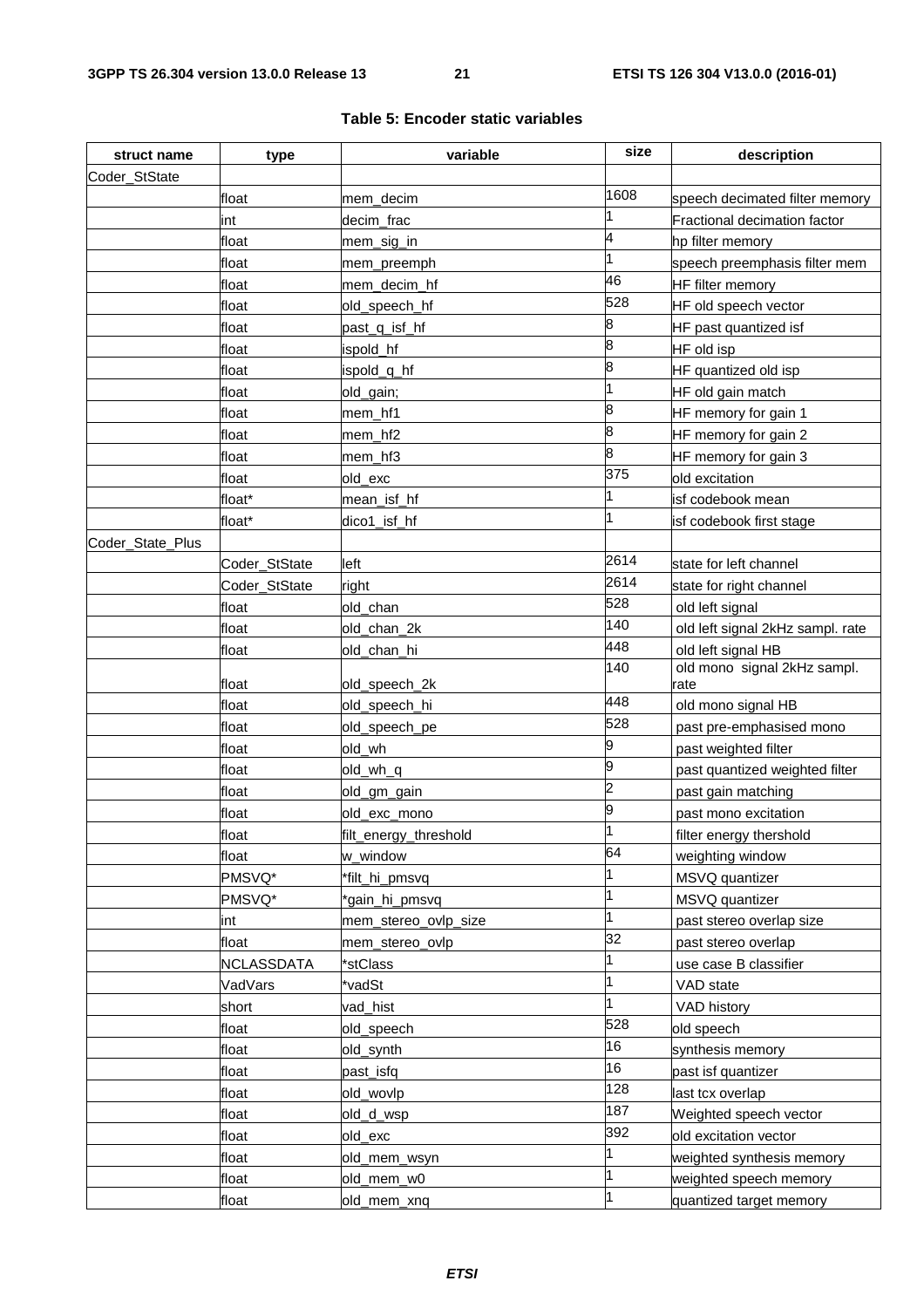**Table 5: Encoder static variables**

| struct name | type | variable | size | description |
|---|---|---|---|---|
| Coder_StState | | | | |
| | float | mem_decim | 1608 | speech decimated filter memory |
| | int | decim_frac | 1 | Fractional decimation factor |
| | float | mem_sig_in | 4 | hp filter memory |
| | float | mem_preemph | 1 | speech preemphasis filter mem |
| | float | mem_decim_hf | 46 | HF filter memory |
| | float | old_speech_hf | 528 | HF old speech vector |
| | float | past_q_isf_hf | 8 | HF past quantized isf |
| | float | ispold_hf | 8 | HF old isp |
| | float | ispold_q_hf | 8 | HF quantized old isp |
| | float | old_gain; | 1 | HF old gain match |
| | float | mem_hf1 | 8 | HF memory for gain 1 |
| | float | mem_hf2 | 8 | HF memory for gain 2 |
| | float | mem_hf3 | 8 | HF memory for gain 3 |
| | float | old_exc | 375 | old excitation |
| | float* | mean_isf_hf | 1 | isf codebook mean |
| | float* | dico1_isf_hf | 1 | isf codebook first stage |
| Coder_State_Plus | | | | |
| | Coder_StState | left | 2614 | state for left channel |
| | Coder_StState | right | 2614 | state for right channel |
| | float | old_chan | 528 | old left signal |
| | float | old_chan_2k | 140 | old left signal 2kHz sampl. rate |
| | float | old_chan_hi | 448 | old left signal HB |
| | float | old_speech_2k | 140 | old mono signal 2kHz sampl. rate |
| | float | old_speech_hi | 448 | old mono signal HB |
| | float | old_speech_pe | 528 | past pre-emphasised mono |
| | float | old_wh | 9 | past weighted filter |
| | float | old_wh_q | 9 | past quantized weighted filter |
| | float | old_gm_gain | 2 | past gain matching |
| | float | old_exc_mono | 9 | past mono excitation |
| | float | filt_energy_threshold | 1 | filter energy thershold |
| | float | w_window | 64 | weighting window |
| | PMSVQ* | *filt_hi_pmsvq | 1 | MSVQ quantizer |
| | PMSVQ* | *gain_hi_pmsvq | 1 | MSVQ quantizer |
| | int | mem_stereo_ovlp_size | 1 | past stereo overlap size |
| | float | mem_stereo_ovlp | 32 | past stereo overlap |
| | NCLASSDATA | *stClass | 1 | use case B classifier |
| | VadVars | *vadSt | 1 | VAD state |
| | short | vad_hist | 1 | VAD history |
| | float | old_speech | 528 | old speech |
| | float | old_synth | 16 | synthesis memory |
| | float | past_isfq | 16 | past isf quantizer |
| | float | old_wovlp | 128 | last tcx overlap |
| | float | old_d_wsp | 187 | Weighted speech vector |
| | float | old_exc | 392 | old excitation vector |
| | float | old_mem_wsyn | 1 | weighted synthesis memory |
| | float | old_mem_w0 | 1 | weighted speech memory |
| | float | old_mem_xnq | 1 | quantized target memory |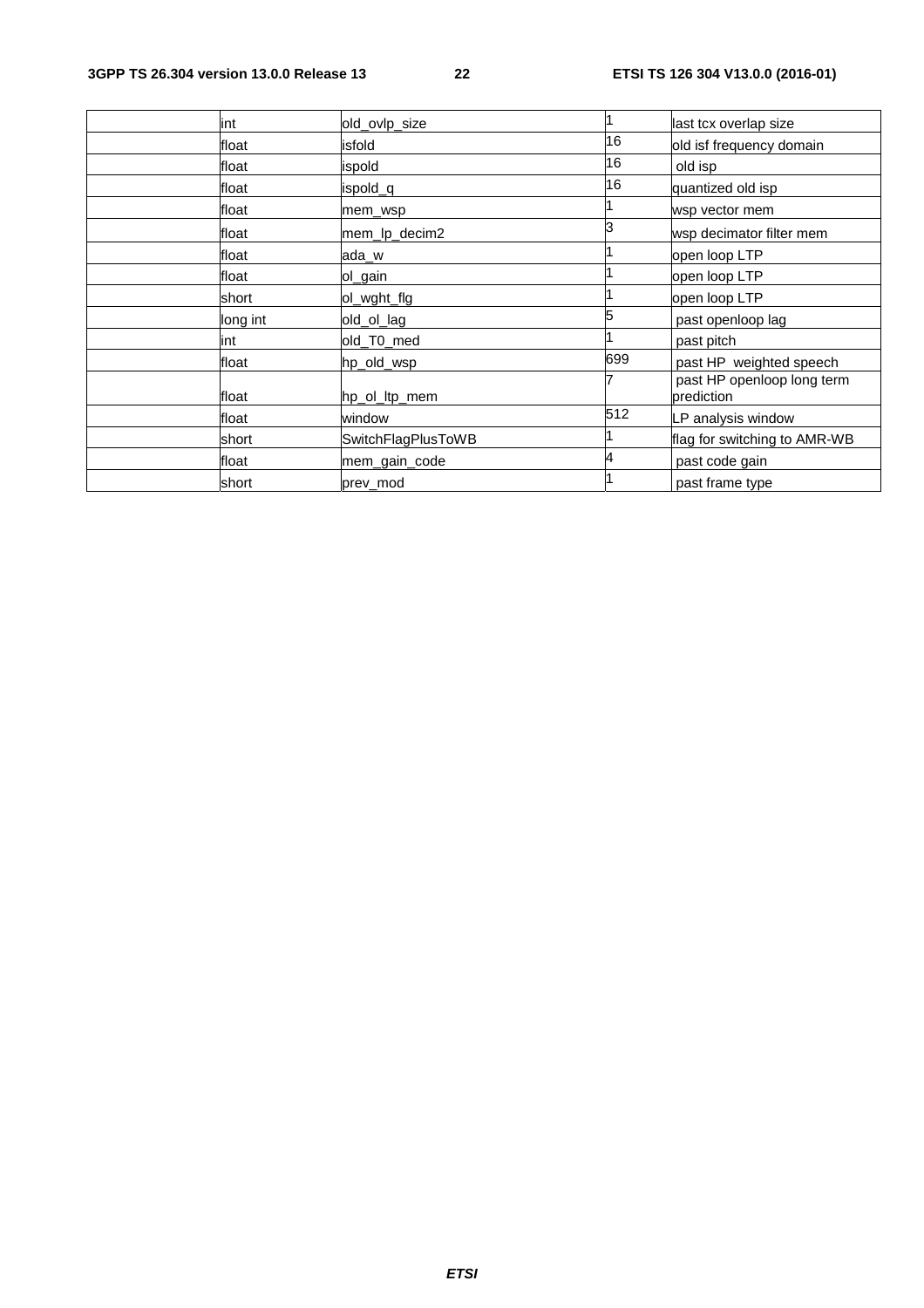|  | int | old_ovlp_size | 1 | last tcx overlap size |
|---|---|---|---|---|
|  | float | isfold | 16 | old isf frequency domain |
|  | float | ispold | 16 | old isp |
|  | float | ispold_q | 16 | quantized old isp |
|  | float | mem_wsp | 1 | wsp vector mem |
|  | float | mem_lp_decim2 | 3 | wsp decimator filter mem |
|  | float | ada_w | 1 | open loop LTP |
|  | float | ol_gain | 1 | open loop LTP |
|  | short | ol_wght_flg | 1 | open loop LTP |
|  | long int | old_ol_lag | 5 | past openloop lag |
|  | int | old_T0_med | 1 | past pitch |
|  | float | hp_old_wsp | 699 | past HP weighted speech |
|  | float | hp_ol_ltp_mem | 7 | past HP openloop long term prediction |
|  | float | window | 512 | LP analysis window |
|  | short | SwitchFlagPlusToWB | 1 | flag for switching to AMR-WB |
|  | float | mem_gain_code | 4 | past code gain |
|  | short | prev_mod | 1 | past frame type |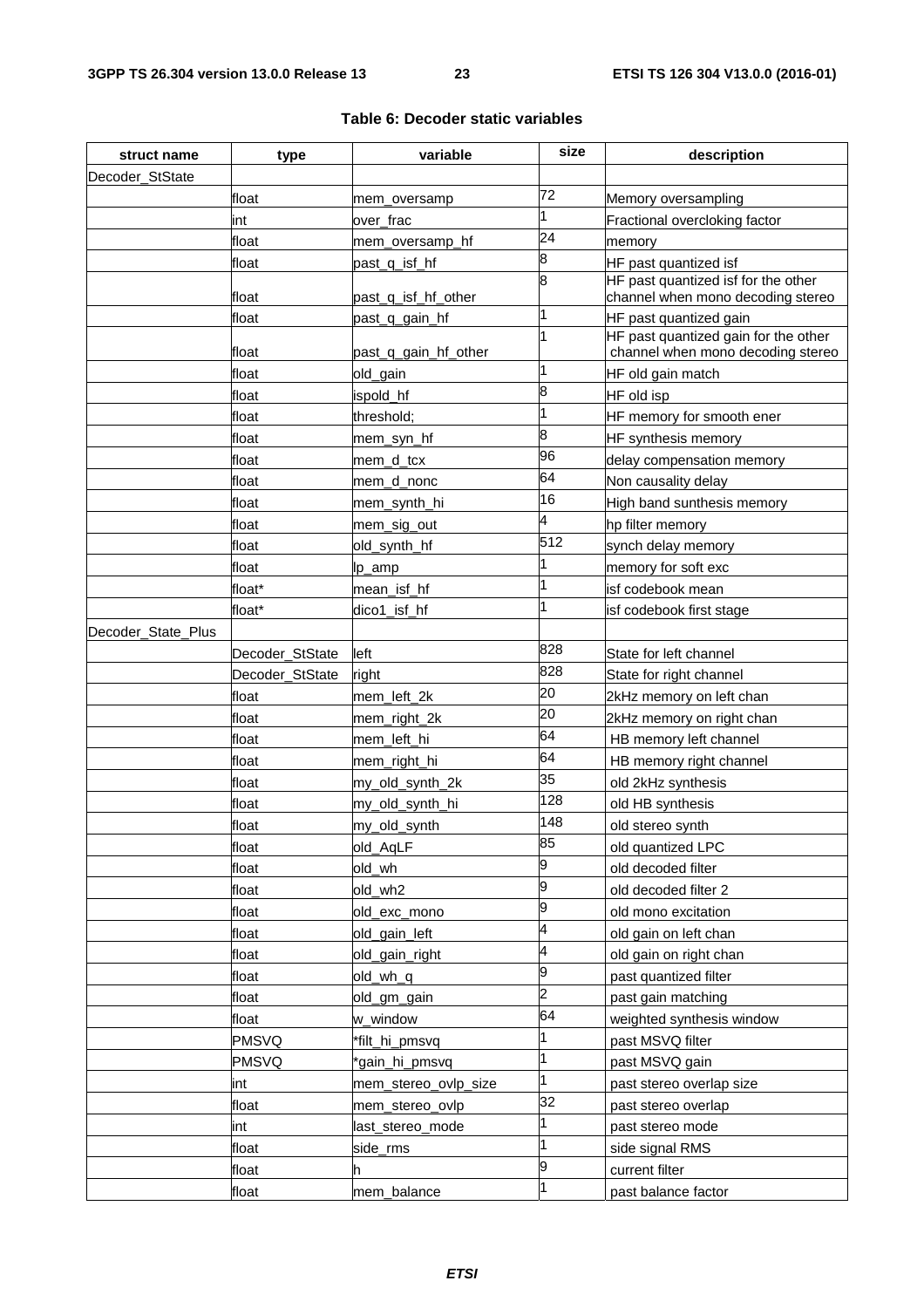**Table 6: Decoder static variables**

| struct name | type | variable | size | description |
|---|---|---|---|---|
| Decoder_StState | | | | |
| | float | mem_oversamp | 72 | Memory oversampling |
| | int | over_frac | 1 | Fractional overcloking factor |
| | float | mem_oversamp_hf | 24 | memory |
| | float | past_q_isf_hf | 8 | HF past quantized isf |
| | float | past_q_isf_hf_other | 8 | HF past quantized isf for the other channel when mono decoding stereo |
| | float | past_q_gain_hf | 1 | HF past quantized gain |
| | float | past_q_gain_hf_other | 1 | HF past quantized gain for the other channel when mono decoding stereo |
| | float | old_gain | 1 | HF old gain match |
| | float | ispold_hf | 8 | HF old isp |
| | float | threshold; | 1 | HF memory for smooth ener |
| | float | mem_syn_hf | 8 | HF synthesis memory |
| | float | mem_d_tcx | 96 | delay compensation memory |
| | float | mem_d_nonc | 64 | Non causality delay |
| | float | mem_synth_hi | 16 | High band sunthesis memory |
| | float | mem_sig_out | 4 | hp filter memory |
| | float | old_synth_hf | 512 | synch delay memory |
| | float | lp_amp | 1 | memory for soft exc |
| | float* | mean_isf_hf | 1 | isf codebook mean |
| | float* | dico1_isf_hf | 1 | isf codebook first stage |
| Decoder_State_Plus | | | | |
| | Decoder_StState | left | 828 | State for left channel |
| | Decoder_StState | right | 828 | State for right channel |
| | float | mem_left_2k | 20 | 2kHz memory on left chan |
| | float | mem_right_2k | 20 | 2kHz memory on right chan |
| | float | mem_left_hi | 64 | HB memory left channel |
| | float | mem_right_hi | 64 | HB memory right channel |
| | float | my_old_synth_2k | 35 | old 2kHz synthesis |
| | float | my_old_synth_hi | 128 | old HB synthesis |
| | float | my_old_synth | 148 | old stereo synth |
| | float | old_AqLF | 85 | old quantized LPC |
| | float | old_wh | 9 | old decoded filter |
| | float | old_wh2 | 9 | old decoded filter 2 |
| | float | old_exc_mono | 9 | old mono excitation |
| | float | old_gain_left | 4 | old gain on left chan |
| | float | old_gain_right | 4 | old gain on right chan |
| | float | old_wh_q | 9 | past quantized filter |
| | float | old_gm_gain | 2 | past gain matching |
| | float | w_window | 64 | weighted synthesis window |
| | PMSVQ | *filt_hi_pmsvq | 1 | past MSVQ filter |
| | PMSVQ | *gain_hi_pmsvq | 1 | past MSVQ gain |
| | int | mem_stereo_ovlp_size | 1 | past stereo overlap size |
| | float | mem_stereo_ovlp | 32 | past stereo overlap |
| | int | last_stereo_mode | 1 | past stereo mode |
| | float | side_rms | 1 | side signal RMS |
| | float | h | 9 | current filter |
| | float | mem_balance | 1 | past balance factor |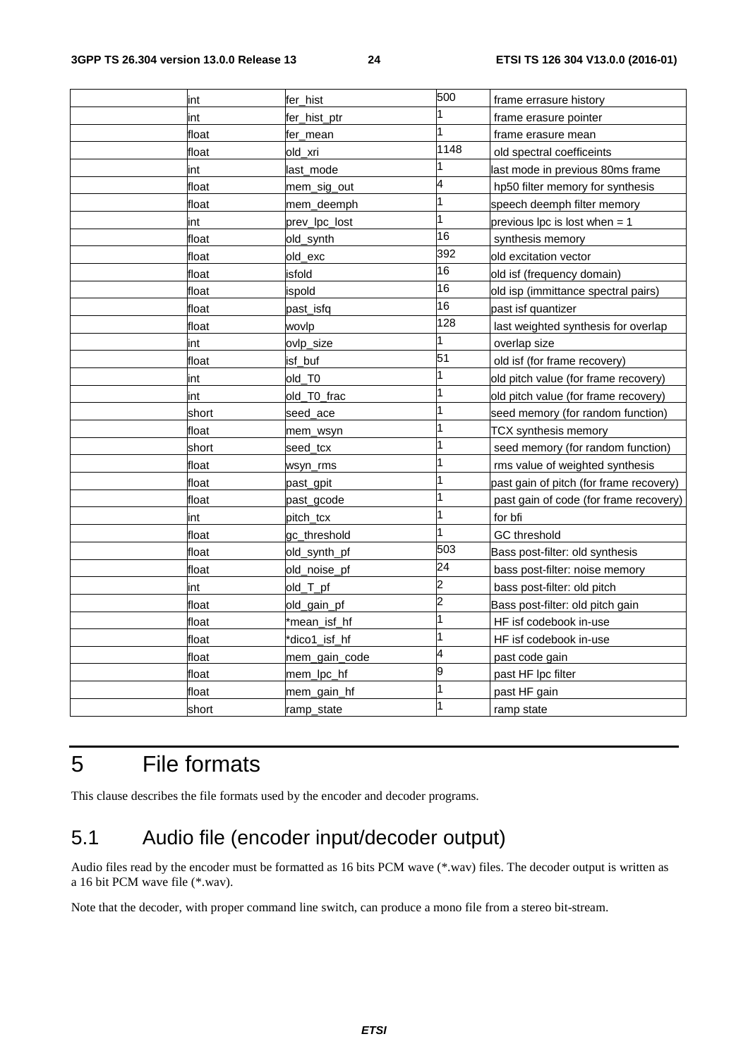| | | | | |
|---|---|---|---|---|
| | int | fer_hist | 500 | frame errasure history |
| | int | fer_hist_ptr | 1 | frame erasure pointer |
| | float | fer_mean | 1 | frame erasure mean |
| | float | old_xri | 1148 | old spectral coefficeints |
| | int | last_mode | 1 | last mode in previous 80ms frame |
| | float | mem_sig_out | 4 | hp50 filter memory for synthesis |
| | float | mem_deemph | 1 | speech deemph filter memory |
| | int | prev_lpc_lost | 1 | previous lpc is lost when = 1 |
| | float | old_synth | 16 | synthesis memory |
| | float | old_exc | 392 | old excitation vector |
| | float | isfold | 16 | old isf (frequency domain) |
| | float | ispold | 16 | old isp (immittance spectral pairs) |
| | float | past_isfq | 16 | past isf quantizer |
| | float | wovlp | 128 | last weighted synthesis for overlap |
| | int | ovlp_size | 1 | overlap size |
| | float | isf_buf | 51 | old isf (for frame recovery) |
| | int | old_T0 | 1 | old pitch value (for frame recovery) |
| | int | old_T0_frac | 1 | old pitch value (for frame recovery) |
| | short | seed_ace | 1 | seed memory (for random function) |
| | float | mem_wsyn | 1 | TCX synthesis memory |
| | short | seed_tcx | 1 | seed memory (for random function) |
| | float | wsyn_rms | 1 | rms value of weighted synthesis |
| | float | past_gpit | 1 | past gain of pitch (for frame recovery) |
| | float | past_gcode | 1 | past gain of code (for frame recovery) |
| | int | pitch_tcx | 1 | for bfi |
| | float | gc_threshold | 1 | GC threshold |
| | float | old_synth_pf | 503 | Bass post-filter: old synthesis |
| | float | old_noise_pf | 24 | bass post-filter: noise memory |
| | int | old_T_pf | 2 | bass post-filter: old pitch |
| | float | old_gain_pf | 2 | Bass post-filter: old pitch gain |
| | float | *mean_isf_hf | 1 | HF isf codebook in-use |
| | float | *dico1_isf_hf | 1 | HF isf codebook in-use |
| | float | mem_gain_code | 4 | past code gain |
| | float | mem_lpc_hf | 9 | past HF lpc filter |
| | float | mem_gain_hf | 1 | past HF gain |
| | short | ramp_state | 1 | ramp state |

# 5 File formats

This clause describes the file formats used by the encoder and decoder programs.

## 5.1 Audio file (encoder input/decoder output)

Audio files read by the encoder must be formatted as 16 bits PCM wave (*.wav) files. The decoder output is written as a 16 bit PCM wave file (*.wav).

Note that the decoder, with proper command line switch, can produce a mono file from a stereo bit-stream.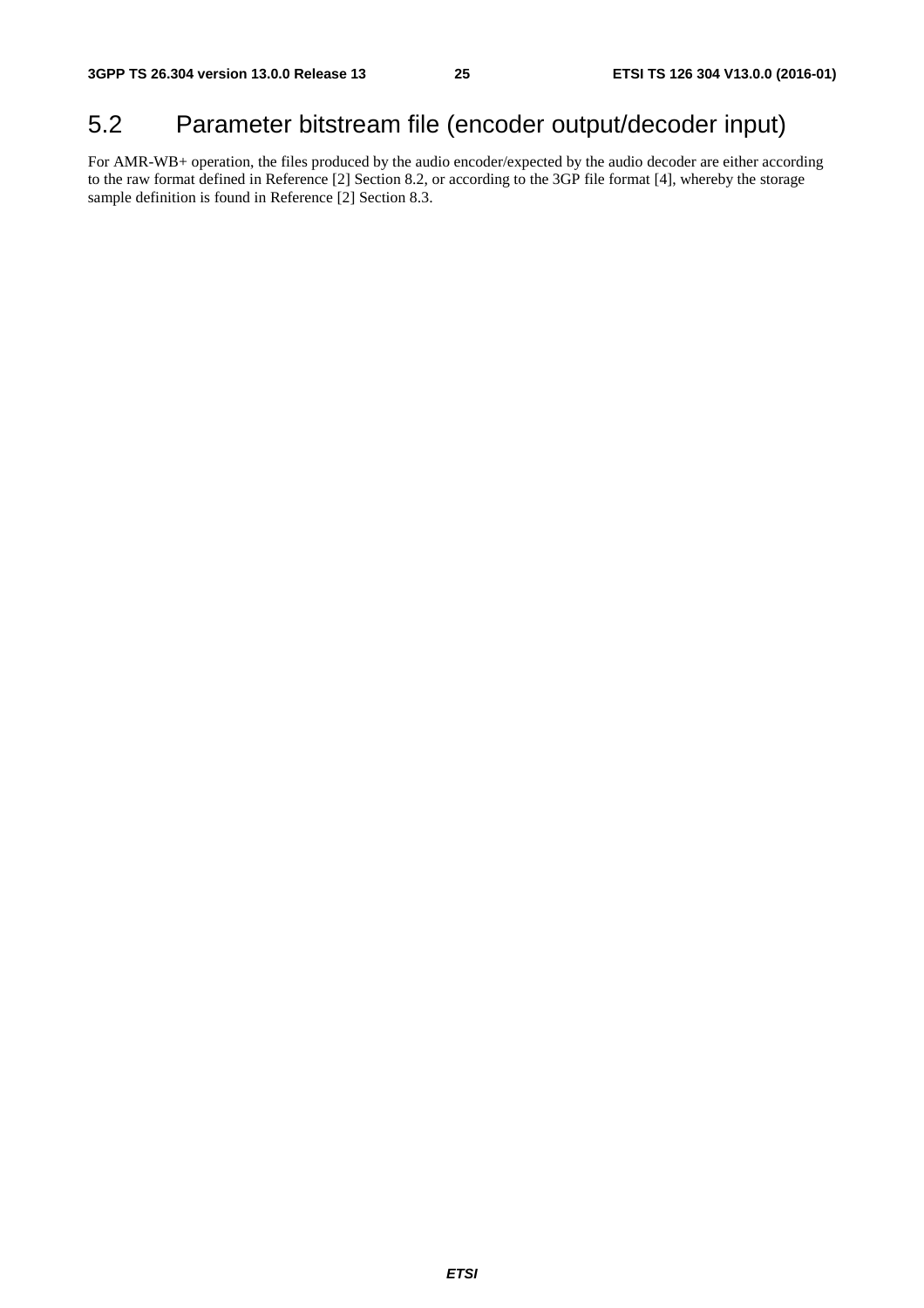## 5.2 Parameter bitstream file (encoder output/decoder input)

For AMR-WB+ operation, the files produced by the audio encoder/expected by the audio decoder are either according to the raw format defined in Reference [2] Section 8.2, or according to the 3GP file format [4], whereby the storage sample definition is found in Reference [2] Section 8.3.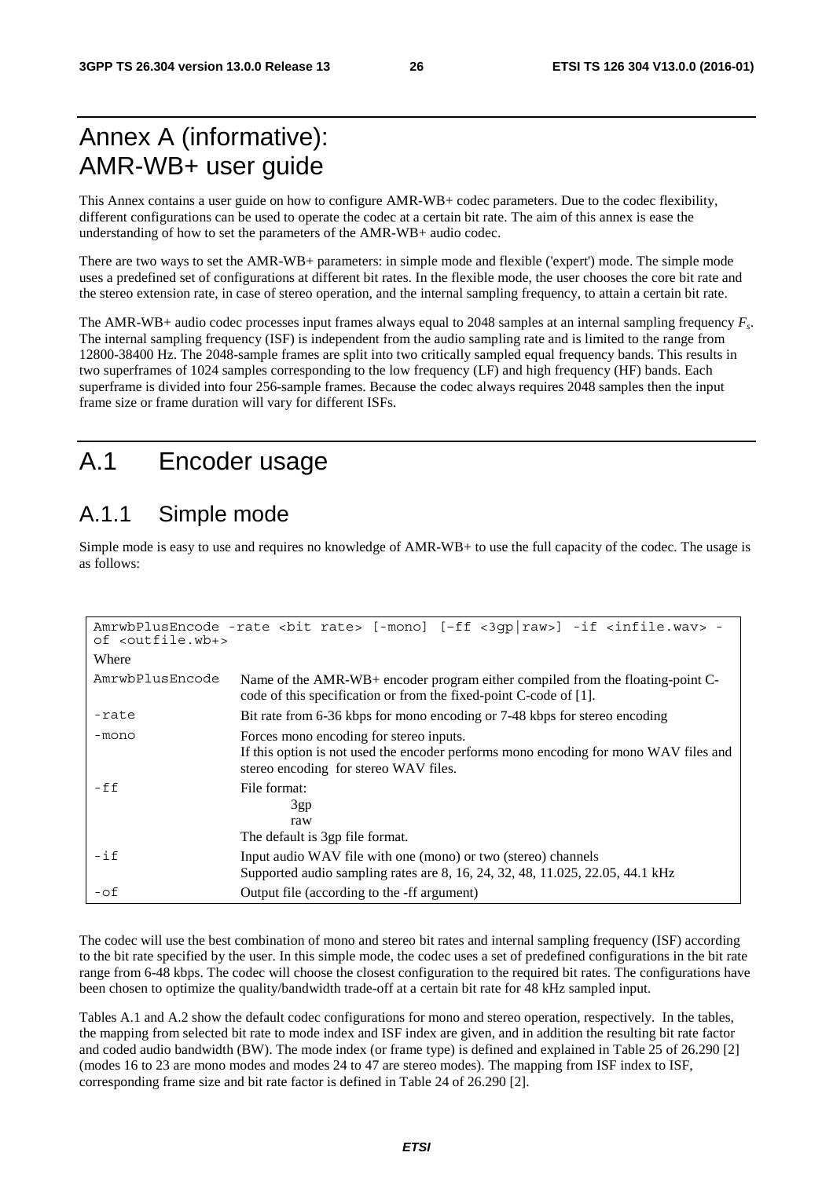# Annex A (informative): AMR-WB+ user guide

This Annex contains a user guide on how to configure AMR-WB+ codec parameters. Due to the codec flexibility, different configurations can be used to operate the codec at a certain bit rate. The aim of this annex is ease the understanding of how to set the parameters of the AMR-WB+ audio codec.

There are two ways to set the AMR-WB+ parameters: in simple mode and flexible ('expert') mode. The simple mode uses a predefined set of configurations at different bit rates. In the flexible mode, the user chooses the core bit rate and the stereo extension rate, in case of stereo operation, and the internal sampling frequency, to attain a certain bit rate.

The AMR-WB+ audio codec processes input frames always equal to 2048 samples at an internal sampling frequency $F_s$. The internal sampling frequency (ISF) is independent from the audio sampling rate and is limited to the range from 12800-38400 Hz. The 2048-sample frames are split into two critically sampled equal frequency bands. This results in two superframes of 1024 samples corresponding to the low frequency (LF) and high frequency (HF) bands. Each superframe is divided into four 256-sample frames. Because the codec always requires 2048 samples then the input frame size or frame duration will vary for different ISFs.

# A.1 Encoder usage

## A.1.1 Simple mode

Simple mode is easy to use and requires no knowledge of AMR-WB+ to use the full capacity of the codec. The usage is as follows:

```
AmrwbPlusEncode -rate <bit rate> [-mono] [–ff <3gp|raw>] -if <infile.wav> -of <outfile.wb+>
```

Where

| | |
|---|---|
| AmrwbPlusEncode | Name of the AMR-WB+ encoder program either compiled from the floating-point C-code of this specification or from the fixed-point C-code of [1]. |
| -rate | Bit rate from 6-36 kbps for mono encoding or 7-48 kbps for stereo encoding |
| -mono | Forces mono encoding for stereo inputs.<br>If this option is not used the encoder performs mono encoding for mono WAV files and stereo encoding for stereo WAV files. |
| -ff | File format:<br>3gp<br>raw<br>The default is 3gp file format. |
| -if | Input audio WAV file with one (mono) or two (stereo) channels<br>Supported audio sampling rates are 8, 16, 24, 32, 48, 11.025, 22.05, 44.1 kHz |
| -of | Output file (according to the -ff argument) |

The codec will use the best combination of mono and stereo bit rates and internal sampling frequency (ISF) according to the bit rate specified by the user. In this simple mode, the codec uses a set of predefined configurations in the bit rate range from 6-48 kbps. The codec will choose the closest configuration to the required bit rates. The configurations have been chosen to optimize the quality/bandwidth trade-off at a certain bit rate for 48 kHz sampled input.

Tables A.1 and A.2 show the default codec configurations for mono and stereo operation, respectively. In the tables, the mapping from selected bit rate to mode index and ISF index are given, and in addition the resulting bit rate factor and coded audio bandwidth (BW). The mode index (or frame type) is defined and explained in Table 25 of 26.290 [2] (modes 16 to 23 are mono modes and modes 24 to 47 are stereo modes). The mapping from ISF index to ISF, corresponding frame size and bit rate factor is defined in Table 24 of 26.290 [2].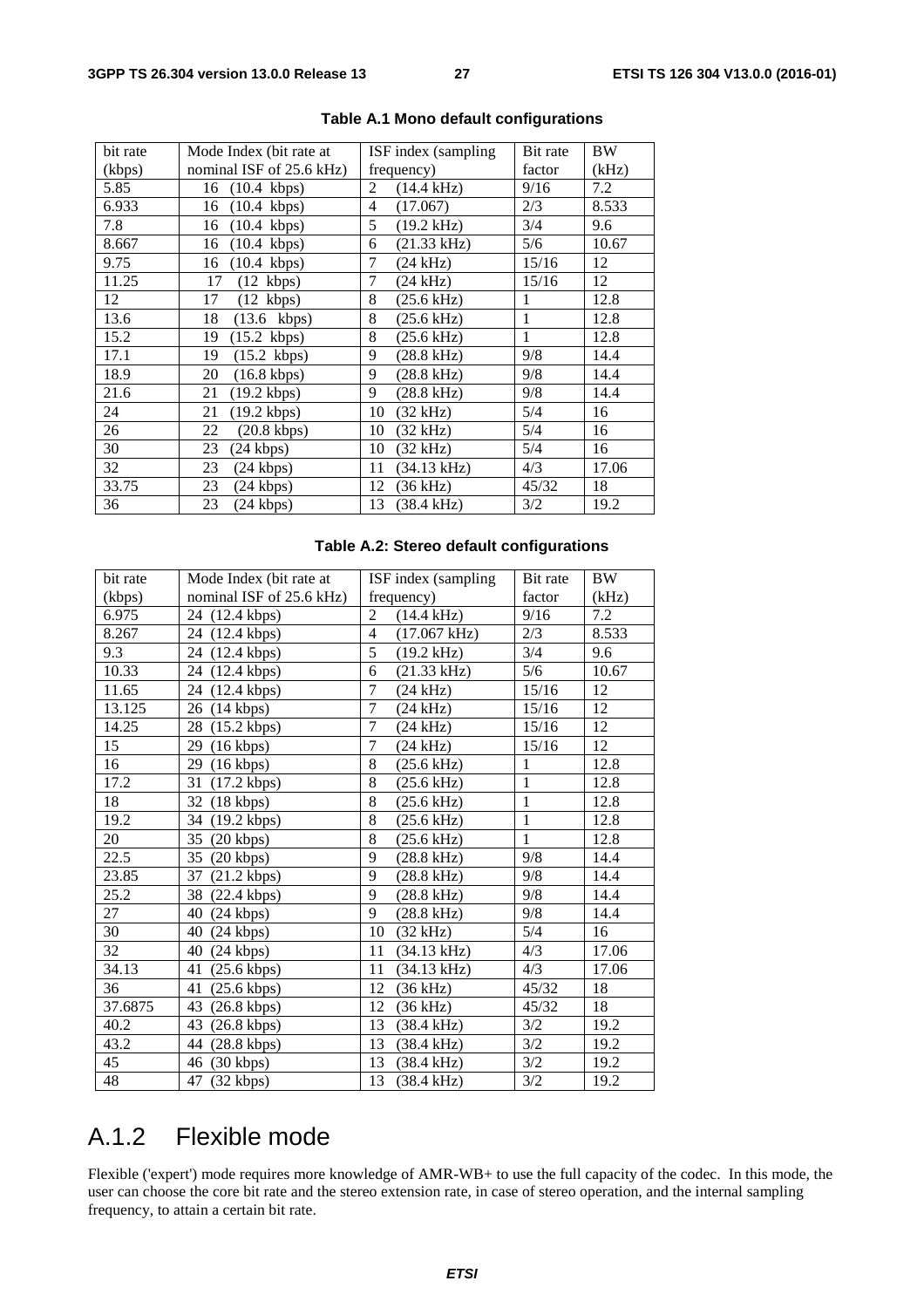**Table A.1 Mono default configurations**

| bit rate (kbps) | Mode Index (bit rate at nominal ISF of 25.6 kHz) | ISF index (sampling frequency) | Bit rate factor | BW (kHz) |
|---|---|---|---|---|
| 5.85 | 16 (10.4 kbps) | 2 (14.4 kHz) | 9/16 | 7.2 |
| 6.933 | 16 (10.4 kbps) | 4 (17.067) | 2/3 | 8.533 |
| 7.8 | 16 (10.4 kbps) | 5 (19.2 kHz) | 3/4 | 9.6 |
| 8.667 | 16 (10.4 kbps) | 6 (21.33 kHz) | 5/6 | 10.67 |
| 9.75 | 16 (10.4 kbps) | 7 (24 kHz) | 15/16 | 12 |
| 11.25 | 17 (12 kbps) | 7 (24 kHz) | 15/16 | 12 |
| 12 | 17 (12 kbps) | 8 (25.6 kHz) | 1 | 12.8 |
| 13.6 | 18 (13.6 kbps) | 8 (25.6 kHz) | 1 | 12.8 |
| 15.2 | 19 (15.2 kbps) | 8 (25.6 kHz) | 1 | 12.8 |
| 17.1 | 19 (15.2 kbps) | 9 (28.8 kHz) | 9/8 | 14.4 |
| 18.9 | 20 (16.8 kbps) | 9 (28.8 kHz) | 9/8 | 14.4 |
| 21.6 | 21 (19.2 kbps) | 9 (28.8 kHz) | 9/8 | 14.4 |
| 24 | 21 (19.2 kbps) | 10 (32 kHz) | 5/4 | 16 |
| 26 | 22 (20.8 kbps) | 10 (32 kHz) | 5/4 | 16 |
| 30 | 23 (24 kbps) | 10 (32 kHz) | 5/4 | 16 |
| 32 | 23 (24 kbps) | 11 (34.13 kHz) | 4/3 | 17.06 |
| 33.75 | 23 (24 kbps) | 12 (36 kHz) | 45/32 | 18 |
| 36 | 23 (24 kbps) | 13 (38.4 kHz) | 3/2 | 19.2 |

**Table A.2: Stereo default configurations**

| bit rate (kbps) | Mode Index (bit rate at nominal ISF of 25.6 kHz) | ISF index (sampling frequency) | Bit rate factor | BW (kHz) |
|---|---|---|---|---|
| 6.975 | 24 (12.4 kbps) | 2 (14.4 kHz) | 9/16 | 7.2 |
| 8.267 | 24 (12.4 kbps) | 4 (17.067 kHz) | 2/3 | 8.533 |
| 9.3 | 24 (12.4 kbps) | 5 (19.2 kHz) | 3/4 | 9.6 |
| 10.33 | 24 (12.4 kbps) | 6 (21.33 kHz) | 5/6 | 10.67 |
| 11.65 | 24 (12.4 kbps) | 7 (24 kHz) | 15/16 | 12 |
| 13.125 | 26 (14 kbps) | 7 (24 kHz) | 15/16 | 12 |
| 14.25 | 28 (15.2 kbps) | 7 (24 kHz) | 15/16 | 12 |
| 15 | 29 (16 kbps) | 7 (24 kHz) | 15/16 | 12 |
| 16 | 29 (16 kbps) | 8 (25.6 kHz) | 1 | 12.8 |
| 17.2 | 31 (17.2 kbps) | 8 (25.6 kHz) | 1 | 12.8 |
| 18 | 32 (18 kbps) | 8 (25.6 kHz) | 1 | 12.8 |
| 19.2 | 34 (19.2 kbps) | 8 (25.6 kHz) | 1 | 12.8 |
| 20 | 35 (20 kbps) | 8 (25.6 kHz) | 1 | 12.8 |
| 22.5 | 35 (20 kbps) | 9 (28.8 kHz) | 9/8 | 14.4 |
| 23.85 | 37 (21.2 kbps) | 9 (28.8 kHz) | 9/8 | 14.4 |
| 25.2 | 38 (22.4 kbps) | 9 (28.8 kHz) | 9/8 | 14.4 |
| 27 | 40 (24 kbps) | 9 (28.8 kHz) | 9/8 | 14.4 |
| 30 | 40 (24 kbps) | 10 (32 kHz) | 5/4 | 16 |
| 32 | 40 (24 kbps) | 11 (34.13 kHz) | 4/3 | 17.06 |
| 34.13 | 41 (25.6 kbps) | 11 (34.13 kHz) | 4/3 | 17.06 |
| 36 | 41 (25.6 kbps) | 12 (36 kHz) | 45/32 | 18 |
| 37.6875 | 43 (26.8 kbps) | 12 (36 kHz) | 45/32 | 18 |
| 40.2 | 43 (26.8 kbps) | 13 (38.4 kHz) | 3/2 | 19.2 |
| 43.2 | 44 (28.8 kbps) | 13 (38.4 kHz) | 3/2 | 19.2 |
| 45 | 46 (30 kbps) | 13 (38.4 kHz) | 3/2 | 19.2 |
| 48 | 47 (32 kbps) | 13 (38.4 kHz) | 3/2 | 19.2 |

## A.1.2 Flexible mode

Flexible ('expert') mode requires more knowledge of AMR-WB+ to use the full capacity of the codec. In this mode, the user can choose the core bit rate and the stereo extension rate, in case of stereo operation, and the internal sampling frequency, to attain a certain bit rate.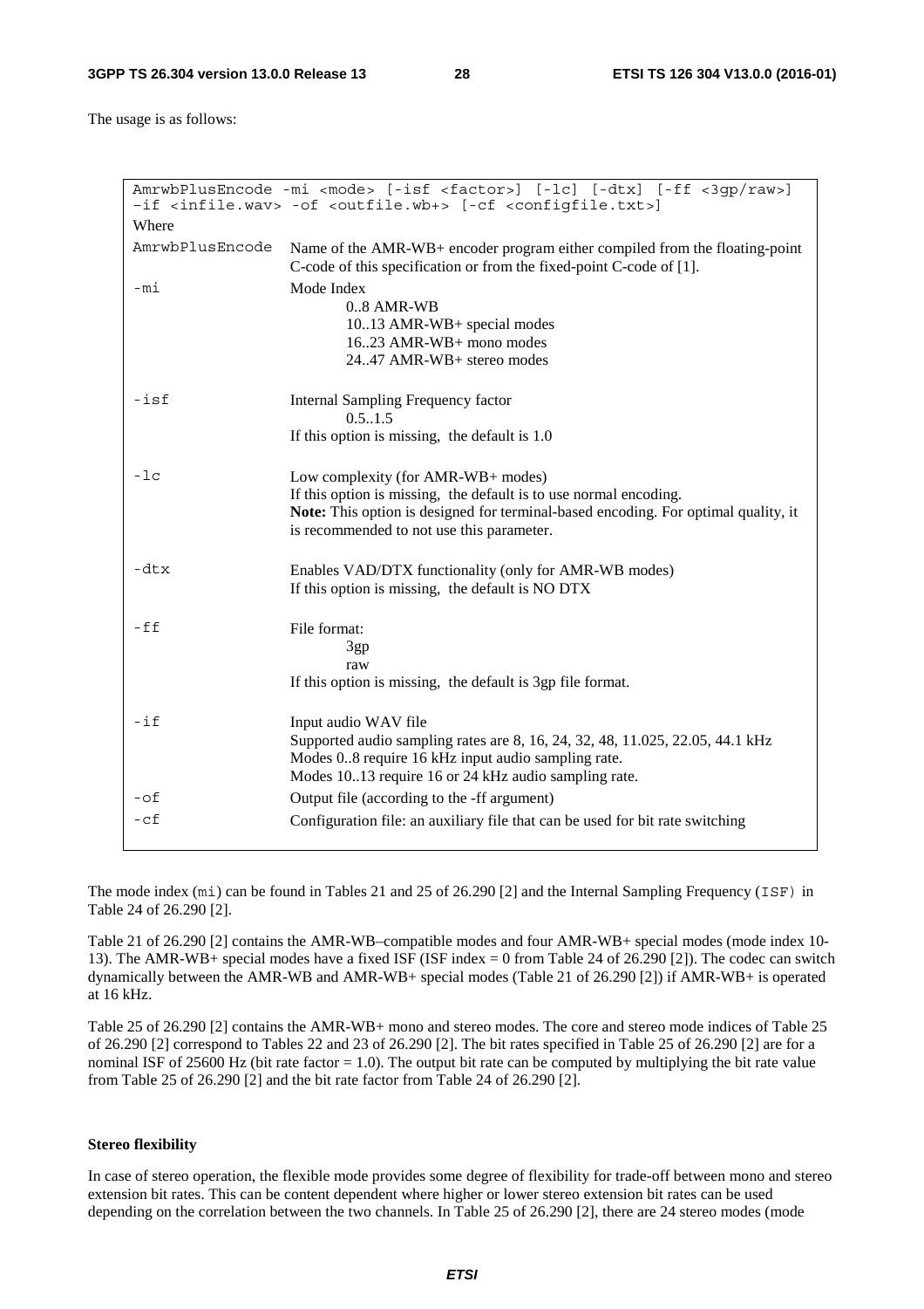The usage is as follows:

```
AmrwbPlusEncode -mi <mode> [-isf <factor>] [-lc] [-dtx] [-ff <3gp/raw>]
–if <infile.wav> -of <outfile.wb+> [-cf <configfile.txt>]
```

Where

| | |
|---|---|
| `AmrwbPlusEncode` | Name of the AMR-WB+ encoder program either compiled from the floating-point C-code of this specification or from the fixed-point C-code of [1]. |
| `-mi` | Mode Index<br>0..8 AMR-WB<br>10..13 AMR-WB+ special modes<br>16..23 AMR-WB+ mono modes<br>24..47 AMR-WB+ stereo modes |
| `-isf` | Internal Sampling Frequency factor<br>0.5..1.5<br>If this option is missing, the default is 1.0 |
| `-lc` | Low complexity (for AMR-WB+ modes)<br>If this option is missing, the default is to use normal encoding.<br>**Note:** This option is designed for terminal-based encoding. For optimal quality, it is recommended to not use this parameter. |
| `-dtx` | Enables VAD/DTX functionality (only for AMR-WB modes)<br>If this option is missing, the default is NO DTX |
| `-ff` | File format:<br>3gp<br>raw<br>If this option is missing, the default is 3gp file format. |
| `-if` | Input audio WAV file<br>Supported audio sampling rates are 8, 16, 24, 32, 48, 11.025, 22.05, 44.1 kHz<br>Modes 0..8 require 16 kHz input audio sampling rate.<br>Modes 10..13 require 16 or 24 kHz audio sampling rate. |
| `-of` | Output file (according to the -ff argument) |
| `-cf` | Configuration file: an auxiliary file that can be used for bit rate switching |

The mode index (`mi`) can be found in Tables 21 and 25 of 26.290 [2] and the Internal Sampling Frequency (`ISF`) in Table 24 of 26.290 [2].

Table 21 of 26.290 [2] contains the AMR-WB–compatible modes and four AMR-WB+ special modes (mode index 10-13). The AMR-WB+ special modes have a fixed ISF (ISF index = 0 from Table 24 of 26.290 [2]). The codec can switch dynamically between the AMR-WB and AMR-WB+ special modes (Table 21 of 26.290 [2]) if AMR-WB+ is operated at 16 kHz.

Table 25 of 26.290 [2] contains the AMR-WB+ mono and stereo modes. The core and stereo mode indices of Table 25 of 26.290 [2] correspond to Tables 22 and 23 of 26.290 [2]. The bit rates specified in Table 25 of 26.290 [2] are for a nominal ISF of 25600 Hz (bit rate factor = 1.0). The output bit rate can be computed by multiplying the bit rate value from Table 25 of 26.290 [2] and the bit rate factor from Table 24 of 26.290 [2].

**Stereo flexibility**

In case of stereo operation, the flexible mode provides some degree of flexibility for trade-off between mono and stereo extension bit rates. This can be content dependent where higher or lower stereo extension bit rates can be used depending on the correlation between the two channels. In Table 25 of 26.290 [2], there are 24 stereo modes (mode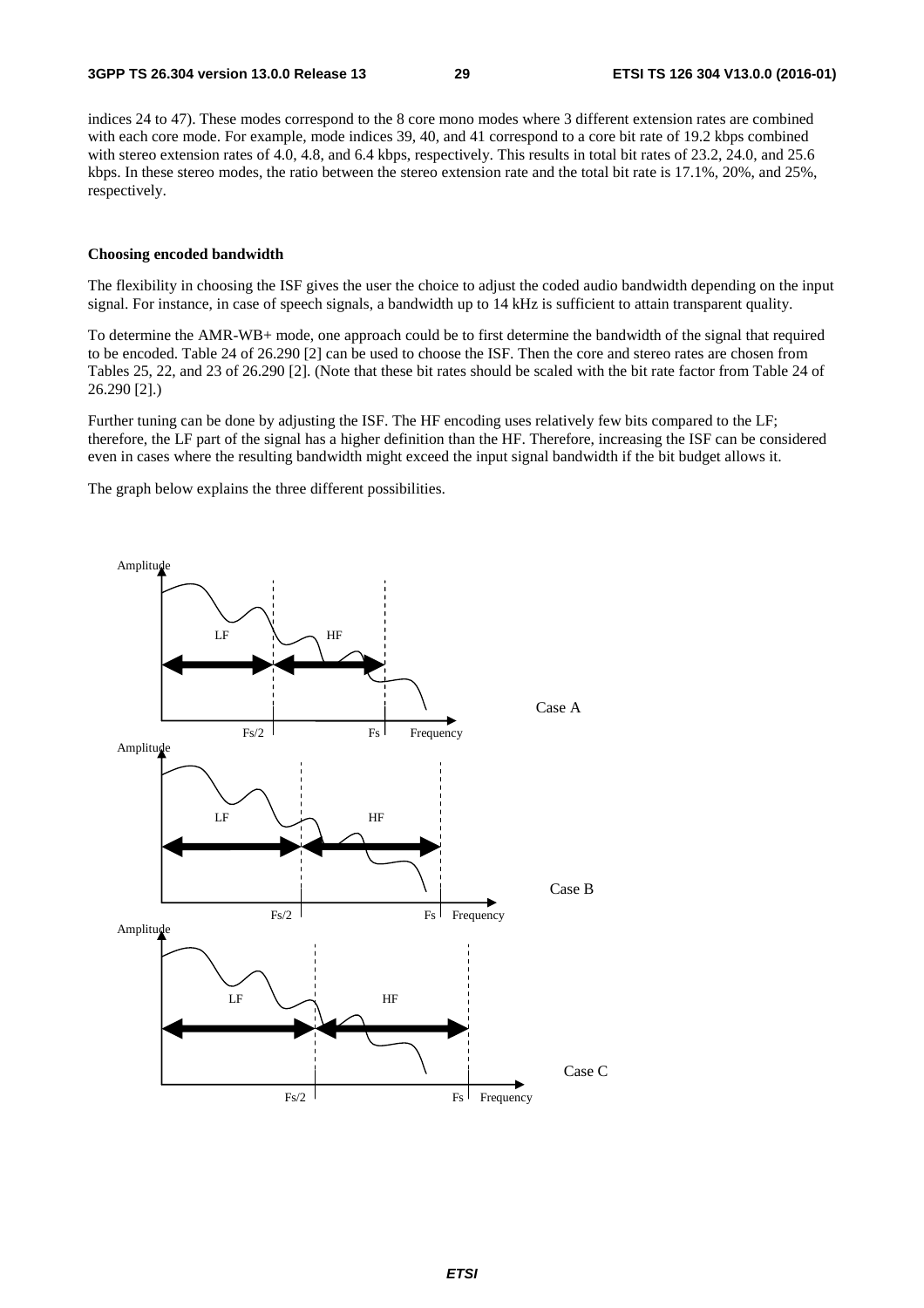indices 24 to 47). These modes correspond to the 8 core mono modes where 3 different extension rates are combined with each core mode. For example, mode indices 39, 40, and 41 correspond to a core bit rate of 19.2 kbps combined with stereo extension rates of 4.0, 4.8, and 6.4 kbps, respectively. This results in total bit rates of 23.2, 24.0, and 25.6 kbps. In these stereo modes, the ratio between the stereo extension rate and the total bit rate is 17.1%, 20%, and 25%, respectively.

**Choosing encoded bandwidth**

The flexibility in choosing the ISF gives the user the choice to adjust the coded audio bandwidth depending on the input signal. For instance, in case of speech signals, a bandwidth up to 14 kHz is sufficient to attain transparent quality.

To determine the AMR-WB+ mode, one approach could be to first determine the bandwidth of the signal that required to be encoded. Table 24 of 26.290 [2] can be used to choose the ISF. Then the core and stereo rates are chosen from Tables 25, 22, and 23 of 26.290 [2]. (Note that these bit rates should be scaled with the bit rate factor from Table 24 of 26.290 [2].)

Further tuning can be done by adjusting the ISF. The HF encoding uses relatively few bits compared to the LF; therefore, the LF part of the signal has a higher definition than the HF. Therefore, increasing the ISF can be considered even in cases where the resulting bandwidth might exceed the input signal bandwidth if the bit budget allows it.

The graph below explains the three different possibilities.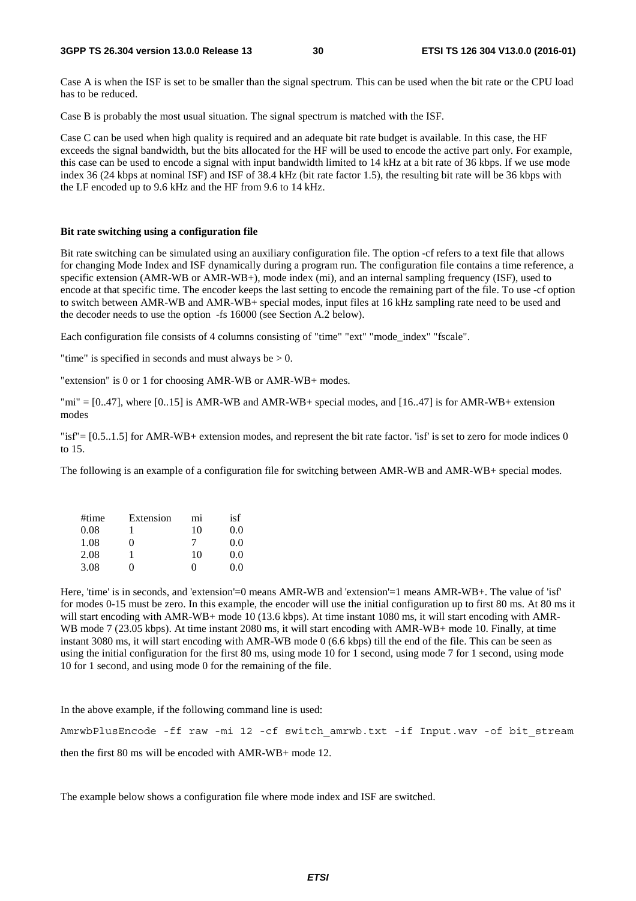Case A is when the ISF is set to be smaller than the signal spectrum. This can be used when the bit rate or the CPU load has to be reduced.

Case B is probably the most usual situation. The signal spectrum is matched with the ISF.

Case C can be used when high quality is required and an adequate bit rate budget is available. In this case, the HF exceeds the signal bandwidth, but the bits allocated for the HF will be used to encode the active part only. For example, this case can be used to encode a signal with input bandwidth limited to 14 kHz at a bit rate of 36 kbps. If we use mode index 36 (24 kbps at nominal ISF) and ISF of 38.4 kHz (bit rate factor 1.5), the resulting bit rate will be 36 kbps with the LF encoded up to 9.6 kHz and the HF from 9.6 to 14 kHz.

**Bit rate switching using a configuration file**

Bit rate switching can be simulated using an auxiliary configuration file. The option -cf refers to a text file that allows for changing Mode Index and ISF dynamically during a program run. The configuration file contains a time reference, a specific extension (AMR-WB or AMR-WB+), mode index (mi), and an internal sampling frequency (ISF), used to encode at that specific time. The encoder keeps the last setting to encode the remaining part of the file. To use -cf option to switch between AMR-WB and AMR-WB+ special modes, input files at 16 kHz sampling rate need to be used and the decoder needs to use the option -fs 16000 (see Section A.2 below).

Each configuration file consists of 4 columns consisting of "time" "ext" "mode_index" "fscale".

"time" is specified in seconds and must always be > 0.

"extension" is 0 or 1 for choosing AMR-WB or AMR-WB+ modes.

"mi" = [0..47], where [0..15] is AMR-WB and AMR-WB+ special modes, and [16..47] is for AMR-WB+ extension modes

"isf"= [0.5..1.5] for AMR-WB+ extension modes, and represent the bit rate factor. 'isf' is set to zero for mode indices 0 to 15.

The following is an example of a configuration file for switching between AMR-WB and AMR-WB+ special modes.

```
#time   Extension   mi   isf
0.08    1           10   0.0
1.08    0           7    0.0
2.08    1           10   0.0
3.08    0           0    0.0
```

Here, 'time' is in seconds, and 'extension'=0 means AMR-WB and 'extension'=1 means AMR-WB+. The value of 'isf' for modes 0-15 must be zero. In this example, the encoder will use the initial configuration up to first 80 ms. At 80 ms it will start encoding with AMR-WB+ mode 10 (13.6 kbps). At time instant 1080 ms, it will start encoding with AMR-WB mode 7 (23.05 kbps). At time instant 2080 ms, it will start encoding with AMR-WB+ mode 10. Finally, at time instant 3080 ms, it will start encoding with AMR-WB mode 0 (6.6 kbps) till the end of the file. This can be seen as using the initial configuration for the first 80 ms, using mode 10 for 1 second, using mode 7 for 1 second, using mode 10 for 1 second, and using mode 0 for the remaining of the file.

In the above example, if the following command line is used:

```
AmrwbPlusEncode -ff raw -mi 12 -cf switch_amrwb.txt -if Input.wav -of bit_stream
```

then the first 80 ms will be encoded with AMR-WB+ mode 12.

The example below shows a configuration file where mode index and ISF are switched.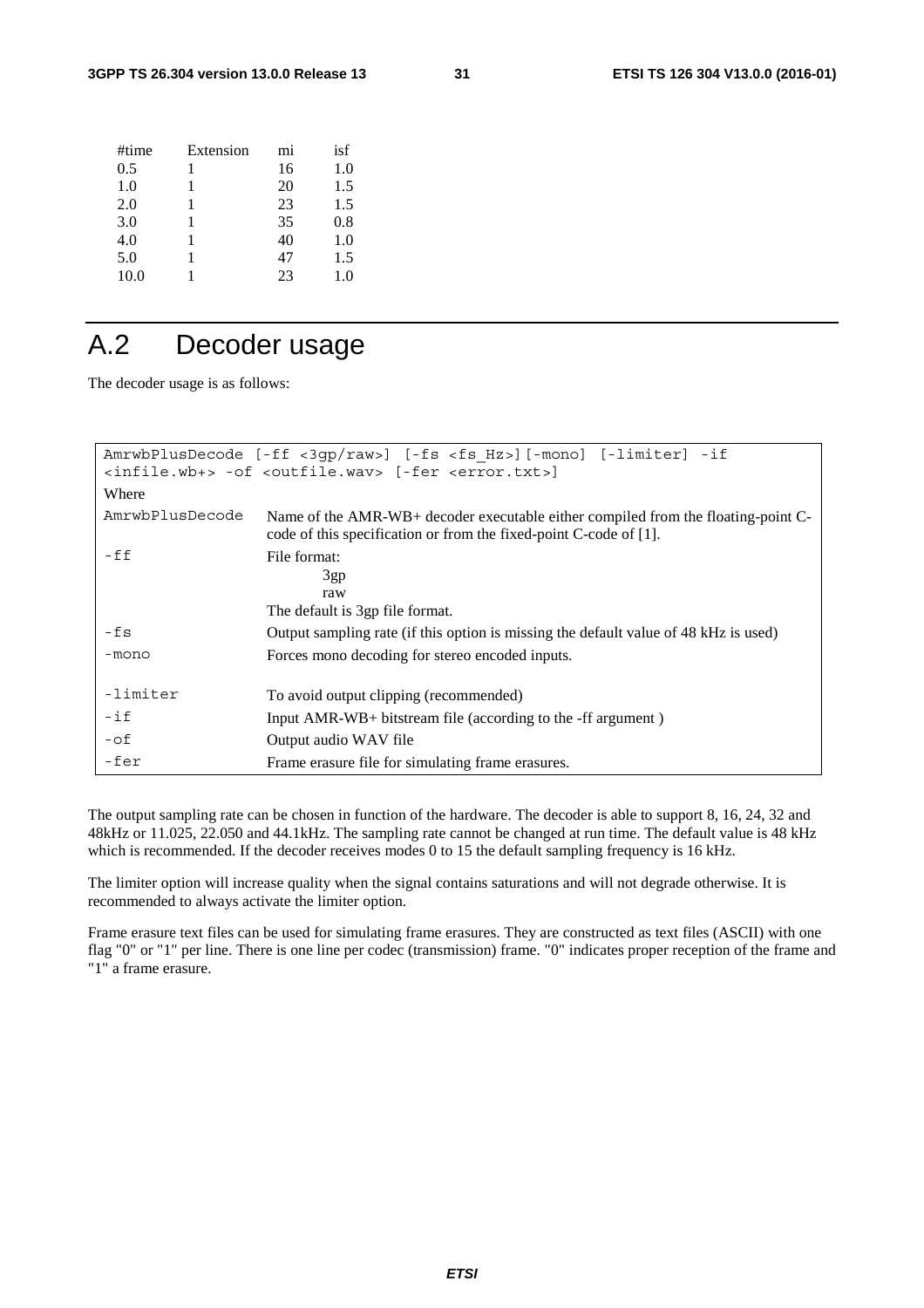| #time | Extension | mi | isf |
|---|---|---|---|
| 0.5 | 1 | 16 | 1.0 |
| 1.0 | 1 | 20 | 1.5 |
| 2.0 | 1 | 23 | 1.5 |
| 3.0 | 1 | 35 | 0.8 |
| 4.0 | 1 | 40 | 1.0 |
| 5.0 | 1 | 47 | 1.5 |
| 10.0 | 1 | 23 | 1.0 |

# A.2 Decoder usage

The decoder usage is as follows:

```
AmrwbPlusDecode [-ff <3gp/raw>] [-fs <fs_Hz>][-mono] [-limiter] -if <infile.wb+> -of <outfile.wav> [-fer <error.txt>]
```

Where

| | |
|---|---|
| `AmrwbPlusDecode` | Name of the AMR-WB+ decoder executable either compiled from the floating-point C-code of this specification or from the fixed-point C-code of [1]. |
| `-ff` | File format:<br>3gp<br>raw<br>The default is 3gp file format. |
| `-fs` | Output sampling rate (if this option is missing the default value of 48 kHz is used) |
| `-mono` | Forces mono decoding for stereo encoded inputs. |
| `-limiter` | To avoid output clipping (recommended) |
| `-if` | Input AMR-WB+ bitstream file (according to the -ff argument ) |
| `-of` | Output audio WAV file |
| `-fer` | Frame erasure file for simulating frame erasures. |

The output sampling rate can be chosen in function of the hardware. The decoder is able to support 8, 16, 24, 32 and 48kHz or 11.025, 22.050 and 44.1kHz. The sampling rate cannot be changed at run time. The default value is 48 kHz which is recommended. If the decoder receives modes 0 to 15 the default sampling frequency is 16 kHz.

The limiter option will increase quality when the signal contains saturations and will not degrade otherwise. It is recommended to always activate the limiter option.

Frame erasure text files can be used for simulating frame erasures. They are constructed as text files (ASCII) with one flag "0" or "1" per line. There is one line per codec (transmission) frame. "0" indicates proper reception of the frame and "1" a frame erasure.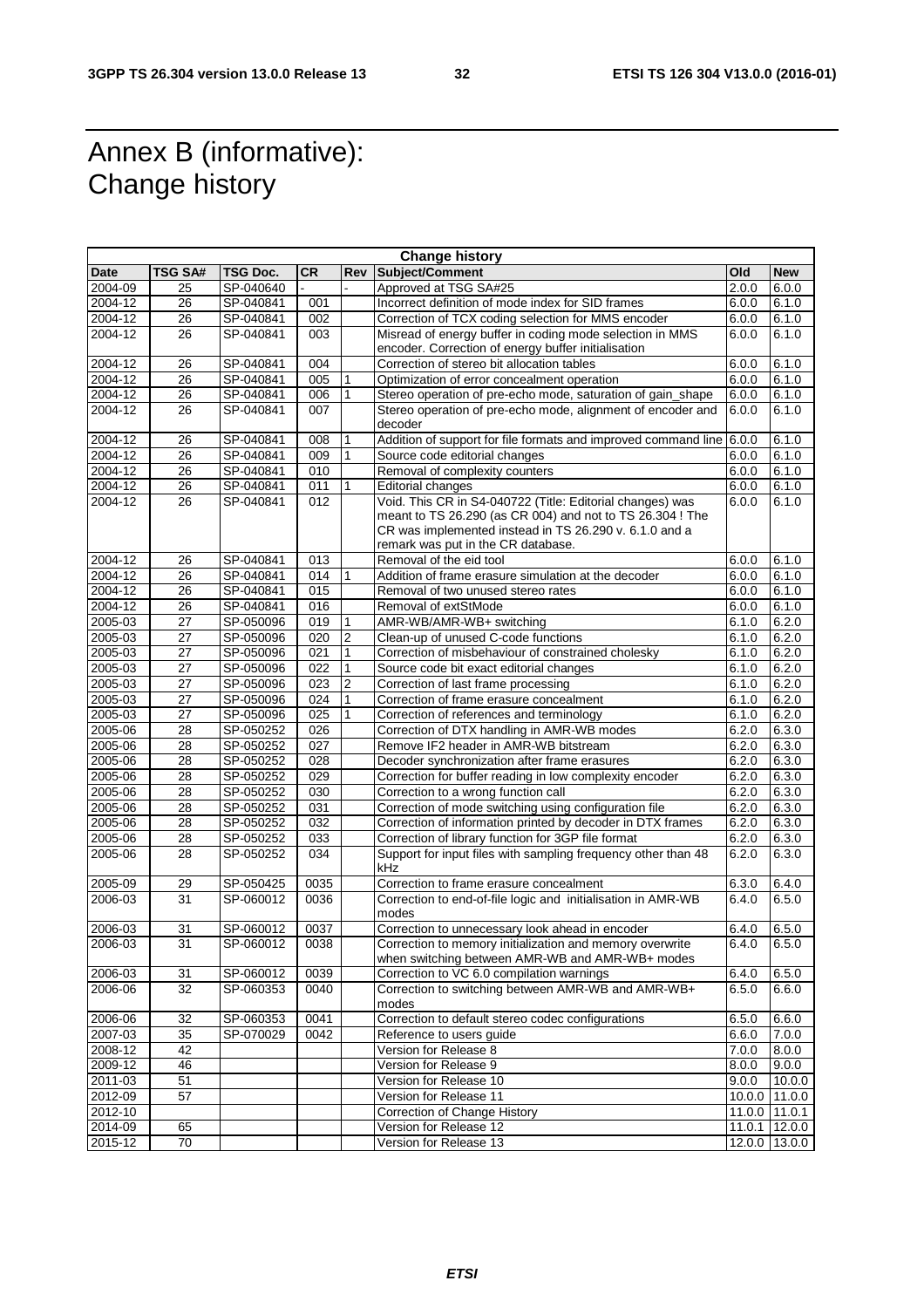# Annex B (informative): Change history

| Change history | | | | | | | |
|---|---|---|---|---|---|---|---|
| **Date** | **TSG SA#** | **TSG Doc.** | **CR** | **Rev** | **Subject/Comment** | **Old** | **New** |
| 2004-09 | 25 | SP-040640 | - | - | Approved at TSG SA#25 | 2.0.0 | 6.0.0 |
| 2004-12 | 26 | SP-040841 | 001 | | Incorrect definition of mode index for SID frames | 6.0.0 | 6.1.0 |
| 2004-12 | 26 | SP-040841 | 002 | | Correction of TCX coding selection for MMS encoder | 6.0.0 | 6.1.0 |
| 2004-12 | 26 | SP-040841 | 003 | | Misread of energy buffer in coding mode selection in MMS encoder. Correction of energy buffer initialisation | 6.0.0 | 6.1.0 |
| 2004-12 | 26 | SP-040841 | 004 | | Correction of stereo bit allocation tables | 6.0.0 | 6.1.0 |
| 2004-12 | 26 | SP-040841 | 005 | 1 | Optimization of error concealment operation | 6.0.0 | 6.1.0 |
| 2004-12 | 26 | SP-040841 | 006 | 1 | Stereo operation of pre-echo mode, saturation of gain_shape | 6.0.0 | 6.1.0 |
| 2004-12 | 26 | SP-040841 | 007 | | Stereo operation of pre-echo mode, alignment of encoder and decoder | 6.0.0 | 6.1.0 |
| 2004-12 | 26 | SP-040841 | 008 | 1 | Addition of support for file formats and improved command line | 6.0.0 | 6.1.0 |
| 2004-12 | 26 | SP-040841 | 009 | 1 | Source code editorial changes | 6.0.0 | 6.1.0 |
| 2004-12 | 26 | SP-040841 | 010 | | Removal of complexity counters | 6.0.0 | 6.1.0 |
| 2004-12 | 26 | SP-040841 | 011 | 1 | Editorial changes | 6.0.0 | 6.1.0 |
| 2004-12 | 26 | SP-040841 | 012 | | Void. This CR in S4-040722 (Title: Editorial changes) was meant to TS 26.290 (as CR 004) and not to TS 26.304 ! The CR was implemented instead in TS 26.290 v. 6.1.0 and a remark was put in the CR database. | 6.0.0 | 6.1.0 |
| 2004-12 | 26 | SP-040841 | 013 | | Removal of the eid tool | 6.0.0 | 6.1.0 |
| 2004-12 | 26 | SP-040841 | 014 | 1 | Addition of frame erasure simulation at the decoder | 6.0.0 | 6.1.0 |
| 2004-12 | 26 | SP-040841 | 015 | | Removal of two unused stereo rates | 6.0.0 | 6.1.0 |
| 2004-12 | 26 | SP-040841 | 016 | | Removal of extStMode | 6.0.0 | 6.1.0 |
| 2005-03 | 27 | SP-050096 | 019 | 1 | AMR-WB/AMR-WB+ switching | 6.1.0 | 6.2.0 |
| 2005-03 | 27 | SP-050096 | 020 | 2 | Clean-up of unused C-code functions | 6.1.0 | 6.2.0 |
| 2005-03 | 27 | SP-050096 | 021 | 1 | Correction of misbehaviour of constrained cholesky | 6.1.0 | 6.2.0 |
| 2005-03 | 27 | SP-050096 | 022 | 1 | Source code bit exact editorial changes | 6.1.0 | 6.2.0 |
| 2005-03 | 27 | SP-050096 | 023 | 2 | Correction of last frame processing | 6.1.0 | 6.2.0 |
| 2005-03 | 27 | SP-050096 | 024 | 1 | Correction of frame erasure concealment | 6.1.0 | 6.2.0 |
| 2005-03 | 27 | SP-050096 | 025 | 1 | Correction of references and terminology | 6.1.0 | 6.2.0 |
| 2005-06 | 28 | SP-050252 | 026 | | Correction of DTX handling in AMR-WB modes | 6.2.0 | 6.3.0 |
| 2005-06 | 28 | SP-050252 | 027 | | Remove IF2 header in AMR-WB bitstream | 6.2.0 | 6.3.0 |
| 2005-06 | 28 | SP-050252 | 028 | | Decoder synchronization after frame erasures | 6.2.0 | 6.3.0 |
| 2005-06 | 28 | SP-050252 | 029 | | Correction for buffer reading in low complexity encoder | 6.2.0 | 6.3.0 |
| 2005-06 | 28 | SP-050252 | 030 | | Correction to a wrong function call | 6.2.0 | 6.3.0 |
| 2005-06 | 28 | SP-050252 | 031 | | Correction of mode switching using configuration file | 6.2.0 | 6.3.0 |
| 2005-06 | 28 | SP-050252 | 032 | | Correction of information printed by decoder in DTX frames | 6.2.0 | 6.3.0 |
| 2005-06 | 28 | SP-050252 | 033 | | Correction of library function for 3GP file format | 6.2.0 | 6.3.0 |
| 2005-06 | 28 | SP-050252 | 034 | | Support for input files with sampling frequency other than 48 kHz | 6.2.0 | 6.3.0 |
| 2005-09 | 29 | SP-050425 | 0035 | | Correction to frame erasure concealment | 6.3.0 | 6.4.0 |
| 2006-03 | 31 | SP-060012 | 0036 | | Correction to end-of-file logic and initialisation in AMR-WB modes | 6.4.0 | 6.5.0 |
| 2006-03 | 31 | SP-060012 | 0037 | | Correction to unnecessary look ahead in encoder | 6.4.0 | 6.5.0 |
| 2006-03 | 31 | SP-060012 | 0038 | | Correction to memory initialization and memory overwrite when switching between AMR-WB and AMR-WB+ modes | 6.4.0 | 6.5.0 |
| 2006-03 | 31 | SP-060012 | 0039 | | Correction to VC 6.0 compilation warnings | 6.4.0 | 6.5.0 |
| 2006-06 | 32 | SP-060353 | 0040 | | Correction to switching between AMR-WB and AMR-WB+ modes | 6.5.0 | 6.6.0 |
| 2006-06 | 32 | SP-060353 | 0041 | | Correction to default stereo codec configurations | 6.5.0 | 6.6.0 |
| 2007-03 | 35 | SP-070029 | 0042 | | Reference to users guide | 6.6.0 | 7.0.0 |
| 2008-12 | 42 | | | | Version for Release 8 | 7.0.0 | 8.0.0 |
| 2009-12 | 46 | | | | Version for Release 9 | 8.0.0 | 9.0.0 |
| 2011-03 | 51 | | | | Version for Release 10 | 9.0.0 | 10.0.0 |
| 2012-09 | 57 | | | | Version for Release 11 | 10.0.0 | 11.0.0 |
| 2012-10 | | | | | Correction of Change History | 11.0.0 | 11.0.1 |
| 2014-09 | 65 | | | | Version for Release 12 | 11.0.1 | 12.0.0 |
| 2015-12 | 70 | | | | Version for Release 13 | 12.0.0 | 13.0.0 |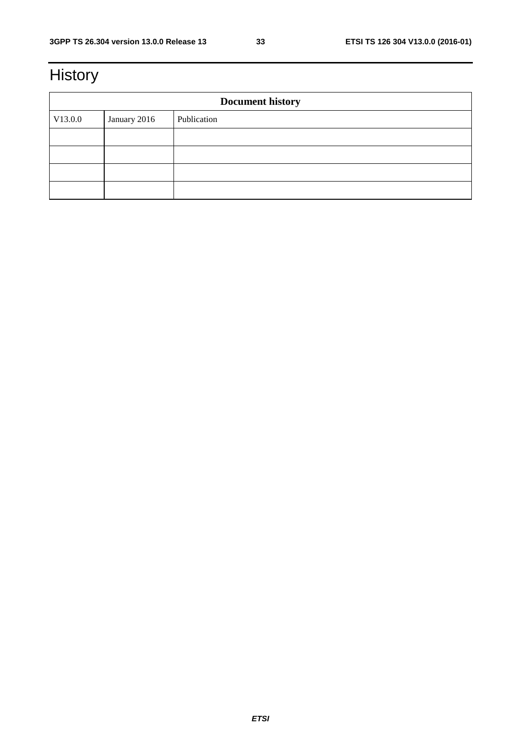# History

| Document history | | |
|---|---|---|
| V13.0.0 | January 2016 | Publication |
| | | |
| | | |
| | | |
| | | |